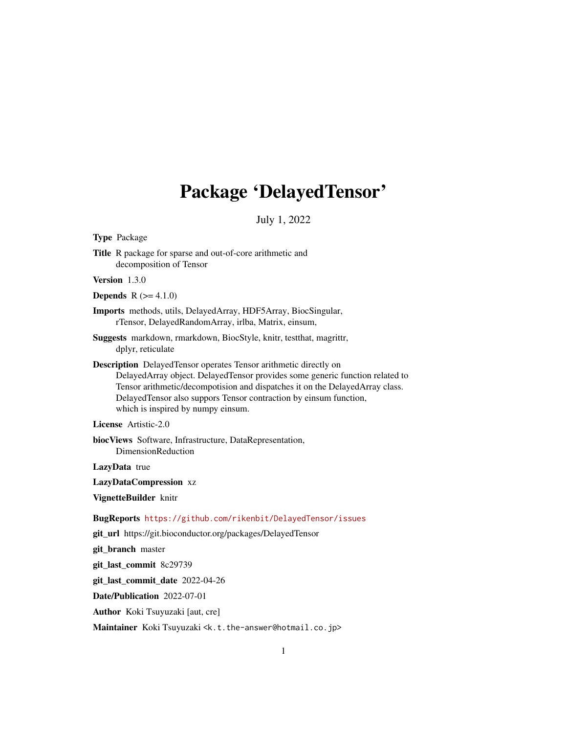# Package 'DelayedTensor'

July 1, 2022

**Type** Package

**Title** R package for sparse and out-of-core arithmetic and decomposition of Tensor

**Version** 1.3.0

**Depends** R (>= 4.1.0)

**Imports** methods, utils, DelayedArray, HDF5Array, BiocSingular, rTensor, DelayedRandomArray, irlba, Matrix, einsum,

**Suggests** markdown, rmarkdown, BiocStyle, knitr, testthat, magrittr, dplyr, reticulate

**Description** DelayedTensor operates Tensor arithmetic directly on DelayedArray object. DelayedTensor provides some generic function related to Tensor arithmetic/decompotision and dispatches it on the DelayedArray class. DelayedTensor also suppors Tensor contraction by einsum function, which is inspired by numpy einsum.

**License** Artistic-2.0

**biocViews** Software, Infrastructure, DataRepresentation, DimensionReduction

**LazyData** true

**LazyDataCompression** xz

**VignetteBuilder** knitr

**BugReports** https://github.com/rikenbit/DelayedTensor/issues

**git_url** https://git.bioconductor.org/packages/DelayedTensor

**git_branch** master

**git_last_commit** 8c29739

**git_last_commit_date** 2022-04-26

**Date/Publication** 2022-07-01

**Author** Koki Tsuyuzaki [aut, cre]

**Maintainer** Koki Tsuyuzaki <k.t.the-answer@hotmail.co.jp>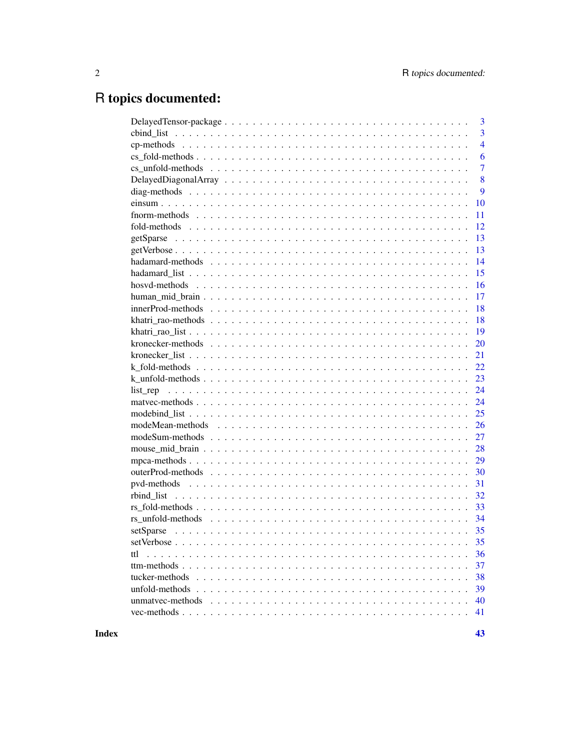# R topics documented:

| | |
|---|---|
| DelayedTensor-package | 3 |
| cbind_list | 3 |
| cp-methods | 4 |
| cs_fold-methods | 6 |
| cs_unfold-methods | 7 |
| DelayedDiagonalArray | 8 |
| diag-methods | 9 |
| einsum | 10 |
| fnorm-methods | 11 |
| fold-methods | 12 |
| getSparse | 13 |
| getVerbose | 13 |
| hadamard-methods | 14 |
| hadamard_list | 15 |
| hosvd-methods | 16 |
| human_mid_brain | 17 |
| innerProd-methods | 18 |
| khatri_rao-methods | 18 |
| khatri_rao_list | 19 |
| kronecker-methods | 20 |
| kronecker_list | 21 |
| k_fold-methods | 22 |
| k_unfold-methods | 23 |
| list_rep | 24 |
| matvec-methods | 24 |
| modebind_list | 25 |
| modeMean-methods | 26 |
| modeSum-methods | 27 |
| mouse_mid_brain | 28 |
| mpca-methods | 29 |
| outerProd-methods | 30 |
| pvd-methods | 31 |
| rbind_list | 32 |
| rs_fold-methods | 33 |
| rs_unfold-methods | 34 |
| setSparse | 35 |
| setVerbose | 35 |
| ttl | 36 |
| ttm-methods | 37 |
| tucker-methods | 38 |
| unfold-methods | 39 |
| unmatvec-methods | 40 |
| vec-methods | 41 |
| **Index** | **43** |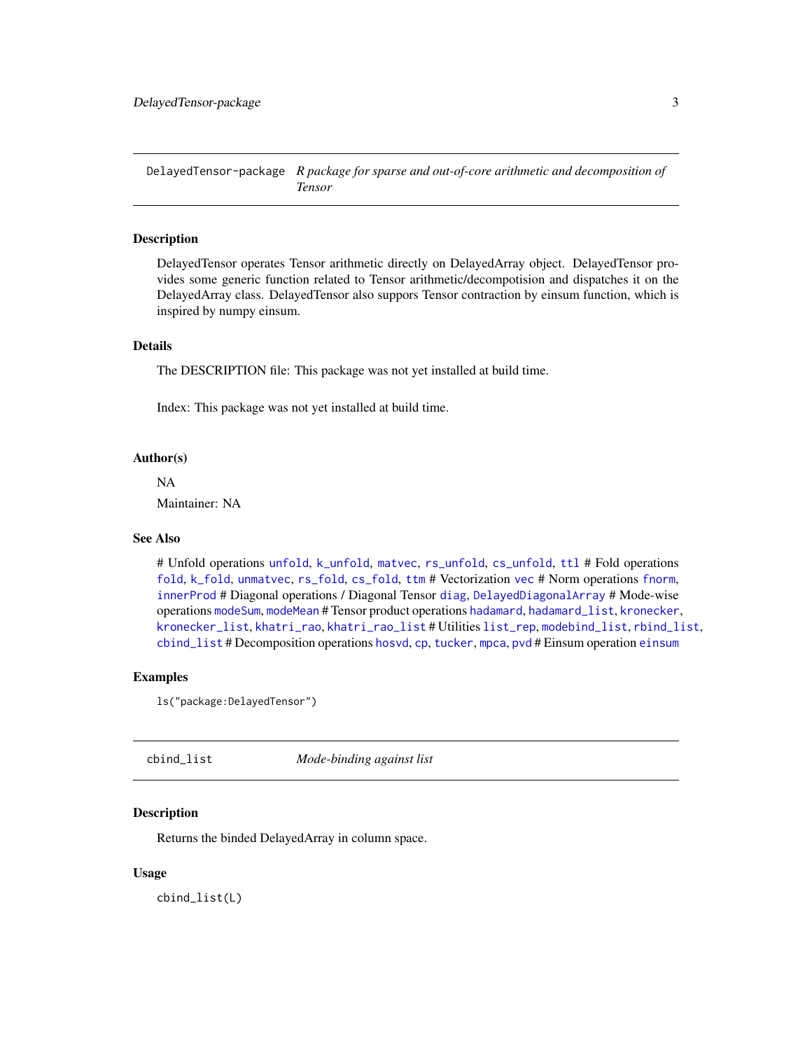`DelayedTensor-package` *R package for sparse and out-of-core arithmetic and decomposition of Tensor*

### Description

DelayedTensor operates Tensor arithmetic directly on DelayedArray object. DelayedTensor provides some generic function related to Tensor arithmetic/decompotision and dispatches it on the DelayedArray class. DelayedTensor also suppors Tensor contraction by einsum function, which is inspired by numpy einsum.

### Details

The DESCRIPTION file: This package was not yet installed at build time.

Index: This package was not yet installed at build time.

### Author(s)

NA

Maintainer: NA

### See Also

# Unfold operations `unfold`, `k_unfold`, `matvec`, `rs_unfold`, `cs_unfold`, `ttl` # Fold operations `fold`, `k_fold`, `unmatvec`, `rs_fold`, `cs_fold`, `ttm` # Vectorization `vec` # Norm operations `fnorm`, `innerProd` # Diagonal operations / Diagonal Tensor `diag`, `DelayedDiagonalArray` # Mode-wise operations `modeSum`, `modeMean` # Tensor product operations `hadamard`, `hadamard_list`, `kronecker`, `kronecker_list`, `khatri_rao`, `khatri_rao_list` # Utilities `list_rep`, `modebind_list`, `rbind_list`, `cbind_list` # Decomposition operations `hosvd`, `cp`, `tucker`, `mpca`, `pvd` # Einsum operation `einsum`

### Examples

```
ls("package:DelayedTensor")
```

---

`cbind_list` *Mode-binding against list*

### Description

Returns the binded DelayedArray in column space.

### Usage

```
cbind_list(L)
```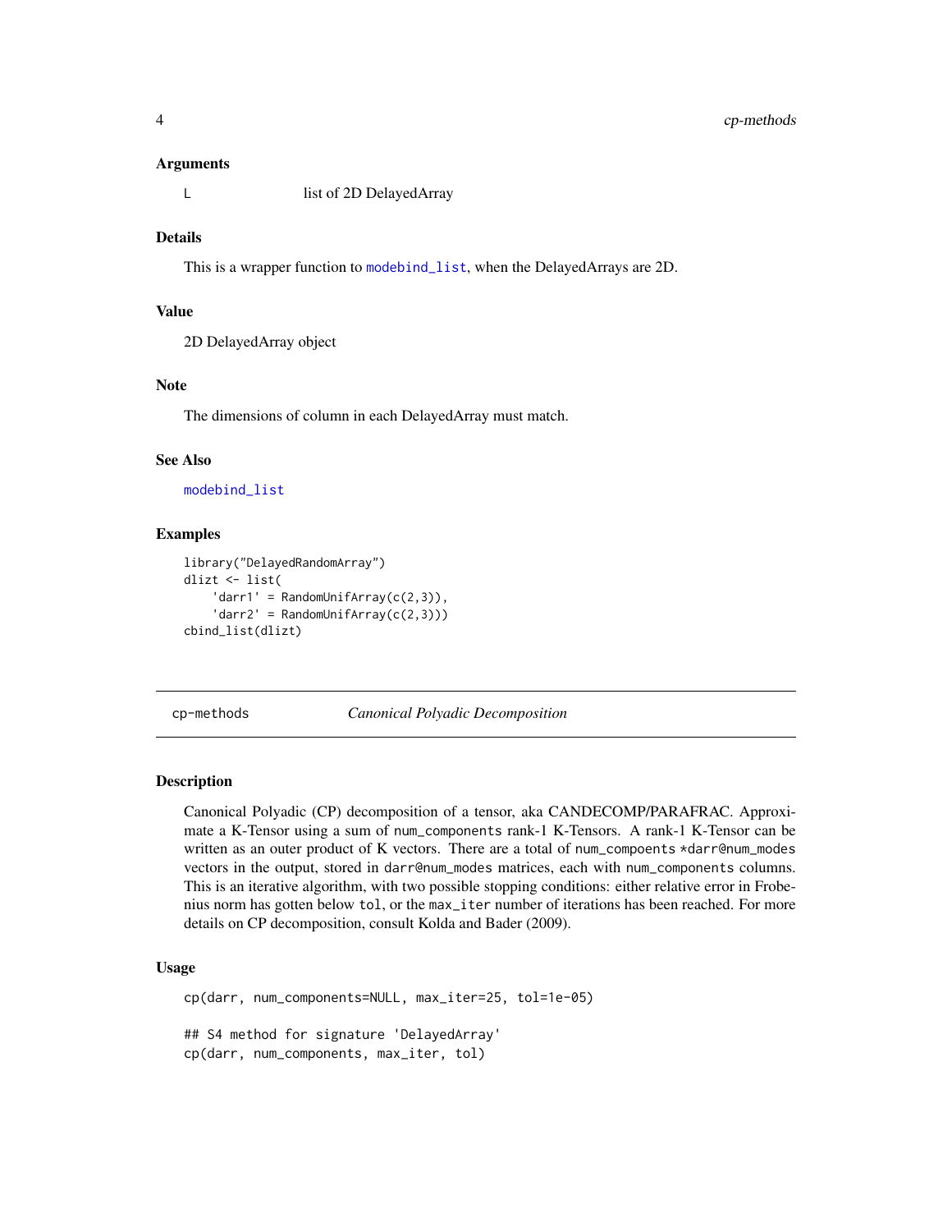### Arguments

| | |
|---|---|
| `L` | list of 2D DelayedArray |

### Details

This is a wrapper function to `modebind_list`, when the DelayedArrays are 2D.

### Value

2D DelayedArray object

### Note

The dimensions of column in each DelayedArray must match.

### See Also

`modebind_list`

### Examples

```
library("DelayedRandomArray")
dlizt <- list(
    'darr1' = RandomUnifArray(c(2,3)),
    'darr2' = RandomUnifArray(c(2,3)))
cbind_list(dlizt)
```

---

## cp-methods *Canonical Polyadic Decomposition*

---

### Description

Canonical Polyadic (CP) decomposition of a tensor, aka CANDECOMP/PARAFRAC. Approximate a K-Tensor using a sum of `num_components` rank-1 K-Tensors. A rank-1 K-Tensor can be written as an outer product of K vectors. There are a total of `num_compoents *darr@num_modes` vectors in the output, stored in `darr@num_modes` matrices, each with `num_components` columns. This is an iterative algorithm, with two possible stopping conditions: either relative error in Frobenius norm has gotten below `tol`, or the `max_iter` number of iterations has been reached. For more details on CP decomposition, consult Kolda and Bader (2009).

### Usage

```
cp(darr, num_components=NULL, max_iter=25, tol=1e-05)

## S4 method for signature 'DelayedArray'
cp(darr, num_components, max_iter, tol)
```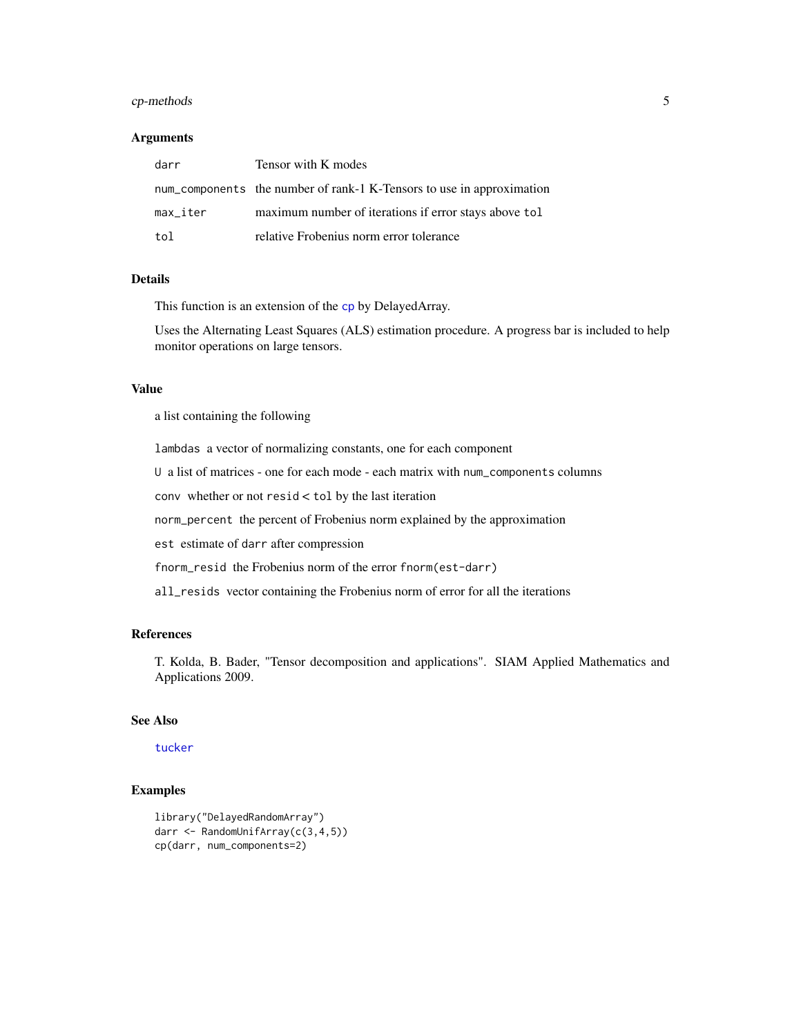## Arguments

| | |
|---|---|
| `darr` | Tensor with K modes |
| `num_components` | the number of rank-1 K-Tensors to use in approximation |
| `max_iter` | maximum number of iterations if error stays above `tol` |
| `tol` | relative Frobenius norm error tolerance |

## Details

This function is an extension of the `cp` by DelayedArray.

Uses the Alternating Least Squares (ALS) estimation procedure. A progress bar is included to help monitor operations on large tensors.

## Value

a list containing the following

`lambdas` a vector of normalizing constants, one for each component

`U` a list of matrices - one for each mode - each matrix with `num_components` columns

`conv` whether or not `resid` < `tol` by the last iteration

`norm_percent` the percent of Frobenius norm explained by the approximation

`est` estimate of `darr` after compression

`fnorm_resid` the Frobenius norm of the error `fnorm(est-darr)`

`all_resids` vector containing the Frobenius norm of error for all the iterations

## References

T. Kolda, B. Bader, "Tensor decomposition and applications". SIAM Applied Mathematics and Applications 2009.

## See Also

`tucker`

## Examples

```
library("DelayedRandomArray")
darr <- RandomUnifArray(c(3,4,5))
cp(darr, num_components=2)
```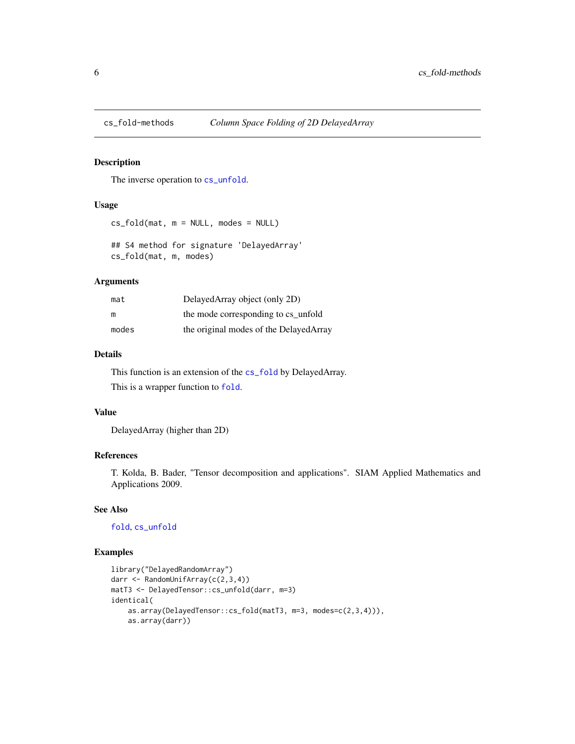## cs_fold-methods — *Column Space Folding of 2D DelayedArray*

### Description

The inverse operation to cs_unfold.

### Usage

```
cs_fold(mat, m = NULL, modes = NULL)

## S4 method for signature 'DelayedArray'
cs_fold(mat, m, modes)
```

### Arguments

| | |
|---|---|
| mat | DelayedArray object (only 2D) |
| m | the mode corresponding to cs_unfold |
| modes | the original modes of the DelayedArray |

### Details

This function is an extension of the cs_fold by DelayedArray.

This is a wrapper function to fold.

### Value

DelayedArray (higher than 2D)

### References

T. Kolda, B. Bader, "Tensor decomposition and applications". SIAM Applied Mathematics and Applications 2009.

### See Also

fold, cs_unfold

### Examples

```
library("DelayedRandomArray")
darr <- RandomUnifArray(c(2,3,4))
matT3 <- DelayedTensor::cs_unfold(darr, m=3)
identical(
    as.array(DelayedTensor::cs_fold(matT3, m=3, modes=c(2,3,4))),
    as.array(darr))
```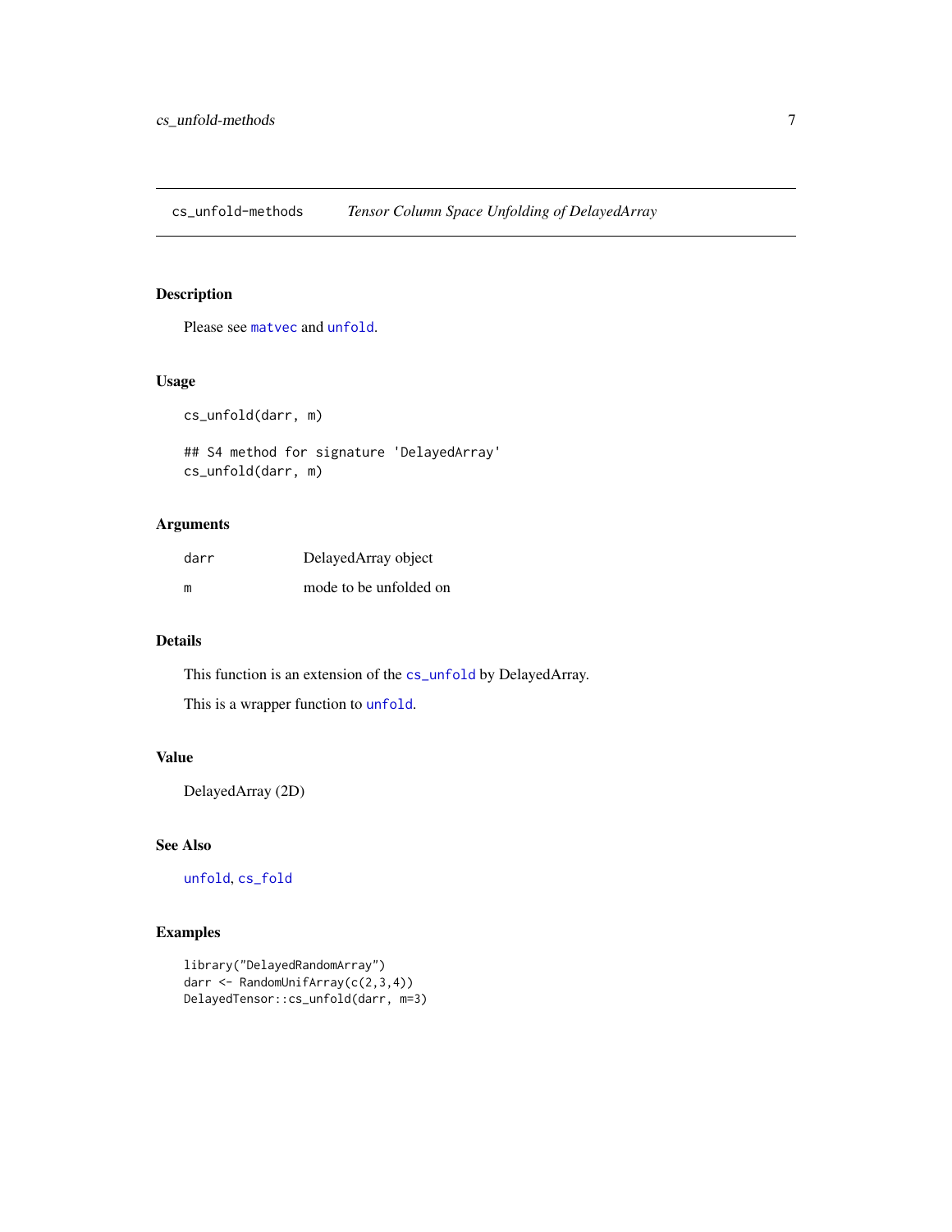## cs_unfold-methods *Tensor Column Space Unfolding of DelayedArray*

### Description

Please see `matvec` and `unfold`.

### Usage

```
cs_unfold(darr, m)

## S4 method for signature 'DelayedArray'
cs_unfold(darr, m)
```

### Arguments

| | |
|---|---|
| darr | DelayedArray object |
| m | mode to be unfolded on |

### Details

This function is an extension of the `cs_unfold` by DelayedArray.

This is a wrapper function to `unfold`.

### Value

DelayedArray (2D)

### See Also

`unfold`, `cs_fold`

### Examples

```
library("DelayedRandomArray")
darr <- RandomUnifArray(c(2,3,4))
DelayedTensor::cs_unfold(darr, m=3)
```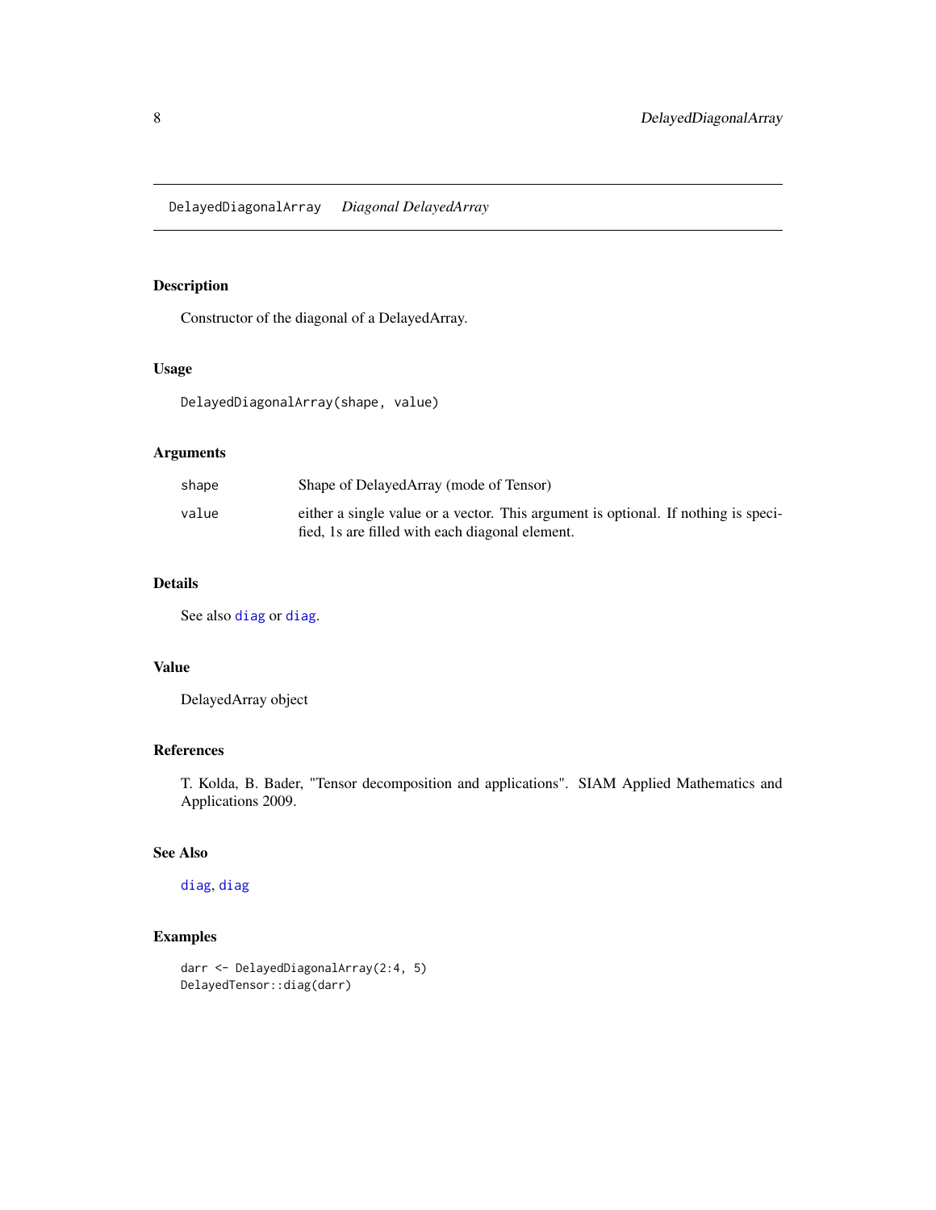## DelayedDiagonalArray *Diagonal DelayedArray*

### Description

Constructor of the diagonal of a DelayedArray.

### Usage

```
DelayedDiagonalArray(shape, value)
```

### Arguments

| | |
|---|---|
| shape | Shape of DelayedArray (mode of Tensor) |
| value | either a single value or a vector. This argument is optional. If nothing is specified, 1s are filled with each diagonal element. |

### Details

See also diag or diag.

### Value

DelayedArray object

### References

T. Kolda, B. Bader, "Tensor decomposition and applications". SIAM Applied Mathematics and Applications 2009.

### See Also

diag, diag

### Examples

```
darr <- DelayedDiagonalArray(2:4, 5)
DelayedTensor::diag(darr)
```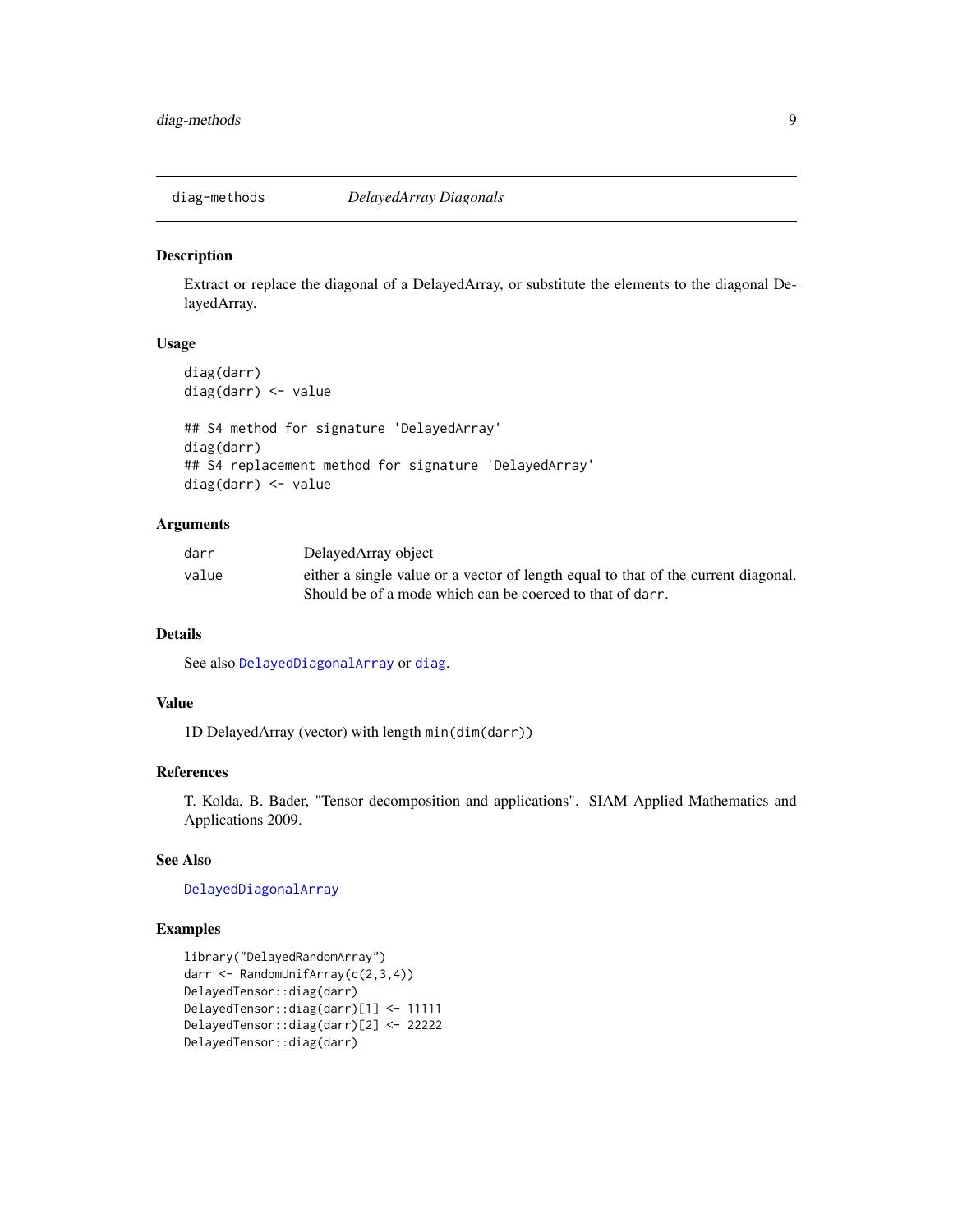# diag-methods *DelayedArray Diagonals*

## Description

Extract or replace the diagonal of a DelayedArray, or substitute the elements to the diagonal DelayedArray.

## Usage

```
diag(darr)
diag(darr) <- value

## S4 method for signature 'DelayedArray'
diag(darr)
## S4 replacement method for signature 'DelayedArray'
diag(darr) <- value
```

## Arguments

| | |
|---|---|
| `darr` | DelayedArray object |
| `value` | either a single value or a vector of length equal to that of the current diagonal. Should be of a mode which can be coerced to that of `darr`. |

## Details

See also `DelayedDiagonalArray` or `diag`.

## Value

1D DelayedArray (vector) with length `min(dim(darr))`

## References

T. Kolda, B. Bader, "Tensor decomposition and applications". SIAM Applied Mathematics and Applications 2009.

## See Also

`DelayedDiagonalArray`

## Examples

```
library("DelayedRandomArray")
darr <- RandomUnifArray(c(2,3,4))
DelayedTensor::diag(darr)
DelayedTensor::diag(darr)[1] <- 11111
DelayedTensor::diag(darr)[2] <- 22222
DelayedTensor::diag(darr)
```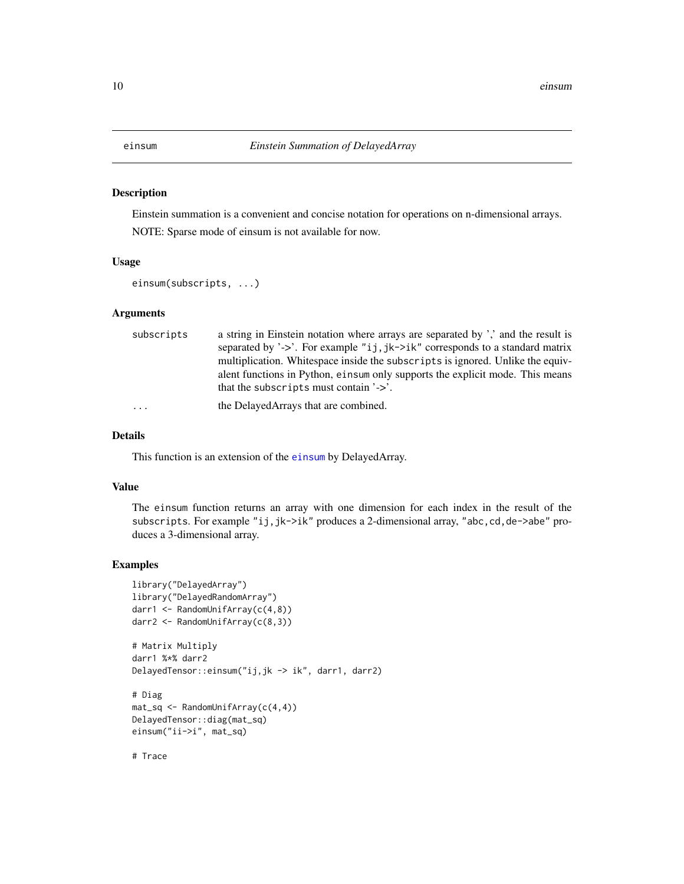# einsum — *Einstein Summation of DelayedArray*

## Description

Einstein summation is a convenient and concise notation for operations on n-dimensional arrays.

NOTE: Sparse mode of einsum is not available for now.

## Usage

```
einsum(subscripts, ...)
```

## Arguments

| | |
|---|---|
| `subscripts` | a string in Einstein notation where arrays are separated by ',' and the result is separated by '->'. For example `"ij,jk->ik"` corresponds to a standard matrix multiplication. Whitespace inside the `subscripts` is ignored. Unlike the equivalent functions in Python, `einsum` only supports the explicit mode. This means that the `subscripts` must contain '->'. |
| `...` | the DelayedArrays that are combined. |

## Details

This function is an extension of the `einsum` by DelayedArray.

## Value

The `einsum` function returns an array with one dimension for each index in the result of the `subscripts`. For example `"ij,jk->ik"` produces a 2-dimensional array, `"abc,cd,de->abe"` produces a 3-dimensional array.

## Examples

```
library("DelayedArray")
library("DelayedRandomArray")
darr1 <- RandomUnifArray(c(4,8))
darr2 <- RandomUnifArray(c(8,3))

# Matrix Multiply
darr1 %*% darr2
DelayedTensor::einsum("ij,jk -> ik", darr1, darr2)

# Diag
mat_sq <- RandomUnifArray(c(4,4))
DelayedTensor::diag(mat_sq)
einsum("ii->i", mat_sq)

# Trace
```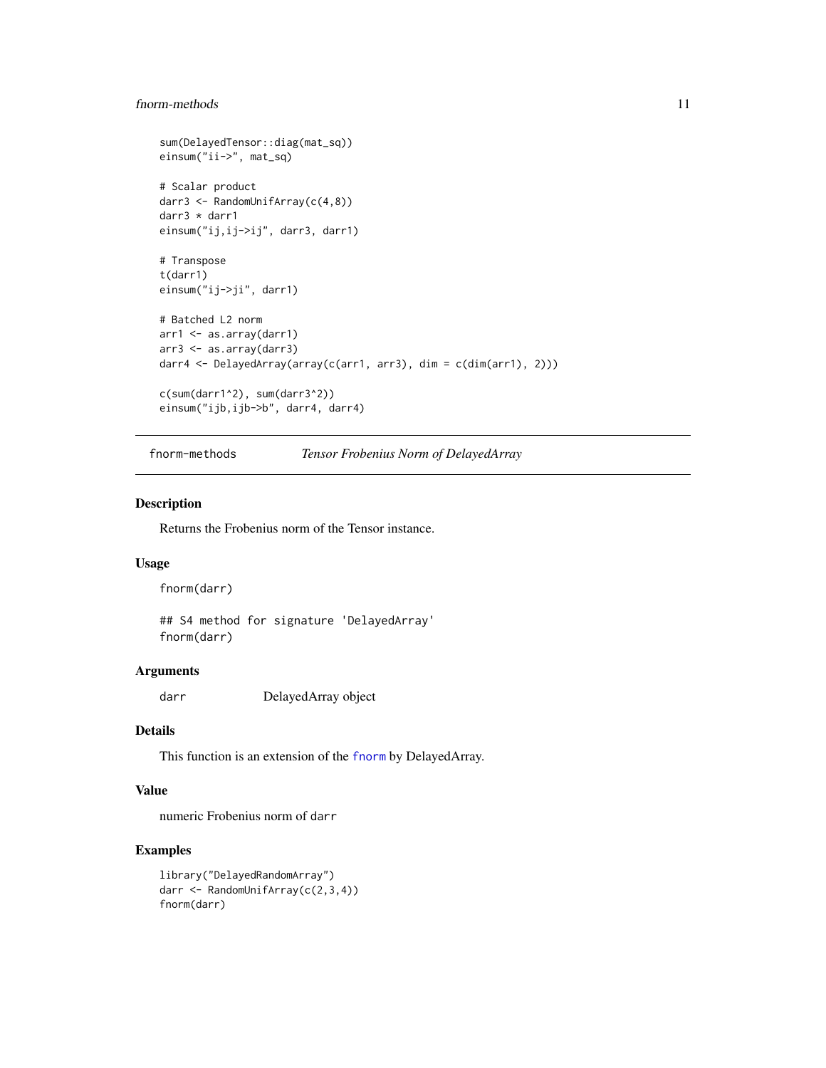```
sum(DelayedTensor::diag(mat_sq))
einsum("ii->", mat_sq)

# Scalar product
darr3 <- RandomUnifArray(c(4,8))
darr3 * darr1
einsum("ij,ij->ij", darr3, darr1)

# Transpose
t(darr1)
einsum("ij->ji", darr1)

# Batched L2 norm
arr1 <- as.array(darr1)
arr3 <- as.array(darr3)
darr4 <- DelayedArray(array(c(arr1, arr3), dim = c(dim(arr1), 2)))

c(sum(darr1^2), sum(darr3^2))
einsum("ijb,ijb->b", darr4, darr4)
```

---

## fnorm-methods — *Tensor Frobenius Norm of DelayedArray*

### Description

Returns the Frobenius norm of the Tensor instance.

### Usage

```
fnorm(darr)

## S4 method for signature 'DelayedArray'
fnorm(darr)
```

### Arguments

| | |
|---|---|
| `darr` | DelayedArray object |

### Details

This function is an extension of the `fnorm` by DelayedArray.

### Value

numeric Frobenius norm of `darr`

### Examples

```
library("DelayedRandomArray")
darr <- RandomUnifArray(c(2,3,4))
fnorm(darr)
```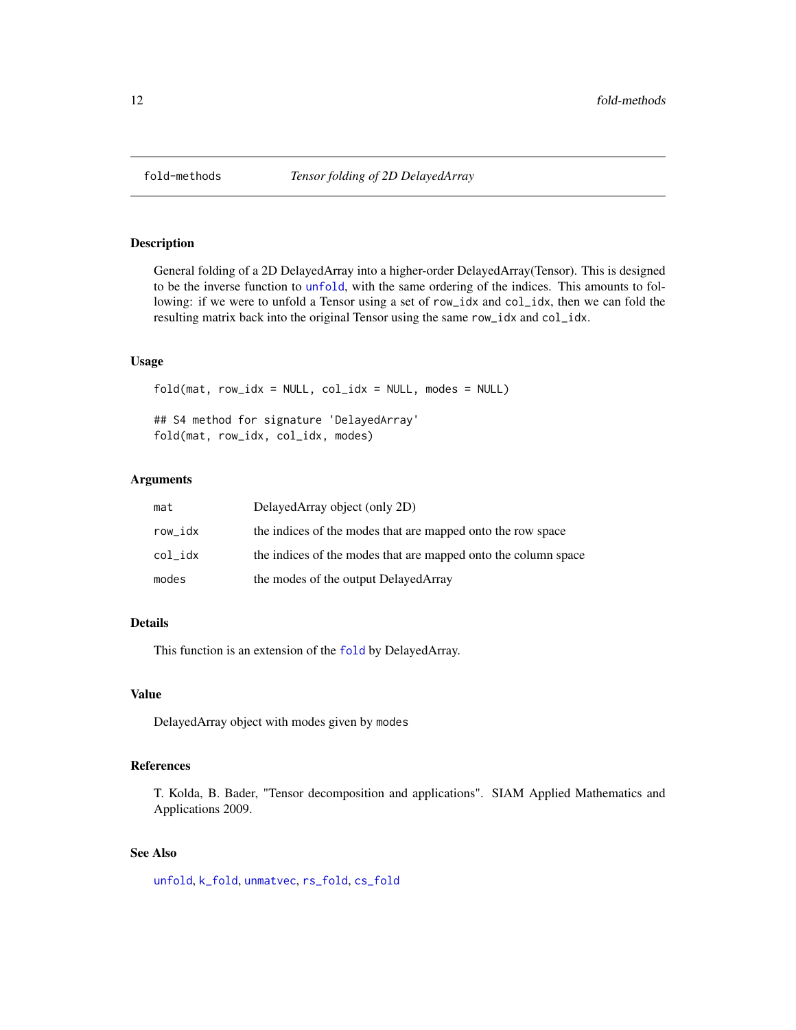fold-methods *Tensor folding of 2D DelayedArray*

## Description

General folding of a 2D DelayedArray into a higher-order DelayedArray(Tensor). This is designed to be the inverse function to unfold, with the same ordering of the indices. This amounts to following: if we were to unfold a Tensor using a set of `row_idx` and `col_idx`, then we can fold the resulting matrix back into the original Tensor using the same `row_idx` and `col_idx`.

## Usage

```
fold(mat, row_idx = NULL, col_idx = NULL, modes = NULL)

## S4 method for signature 'DelayedArray'
fold(mat, row_idx, col_idx, modes)
```

## Arguments

| | |
|---|---|
| `mat` | DelayedArray object (only 2D) |
| `row_idx` | the indices of the modes that are mapped onto the row space |
| `col_idx` | the indices of the modes that are mapped onto the column space |
| `modes` | the modes of the output DelayedArray |

## Details

This function is an extension of the fold by DelayedArray.

## Value

DelayedArray object with modes given by `modes`

## References

T. Kolda, B. Bader, "Tensor decomposition and applications". SIAM Applied Mathematics and Applications 2009.

## See Also

unfold, k_fold, unmatvec, rs_fold, cs_fold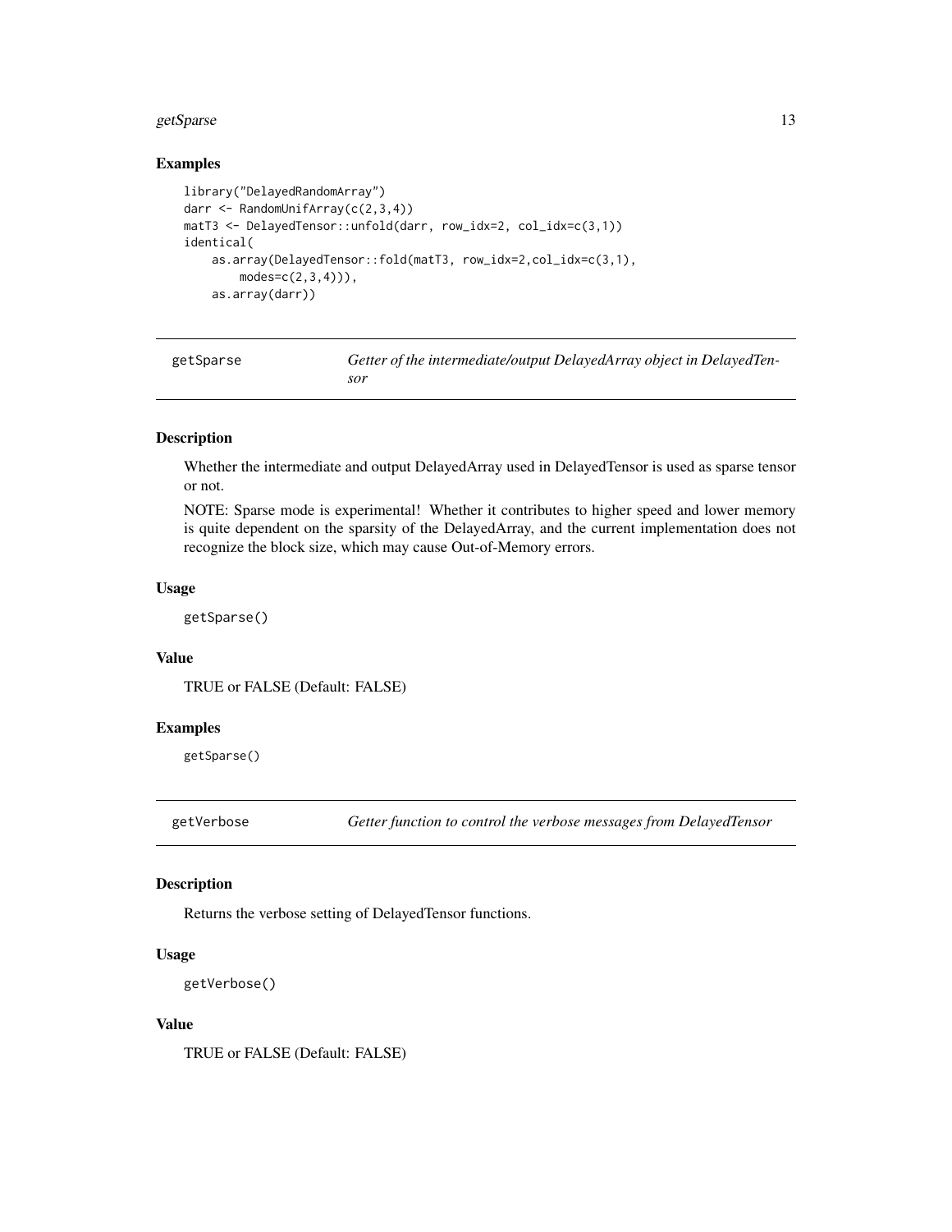### Examples

```
library("DelayedRandomArray")
darr <- RandomUnifArray(c(2,3,4))
matT3 <- DelayedTensor::unfold(darr, row_idx=2, col_idx=c(3,1))
identical(
    as.array(DelayedTensor::fold(matT3, row_idx=2,col_idx=c(3,1),
        modes=c(2,3,4))),
    as.array(darr))
```

---

## getSparse — *Getter of the intermediate/output DelayedArray object in DelayedTensor*

---

### Description

Whether the intermediate and output DelayedArray used in DelayedTensor is used as sparse tensor or not.

NOTE: Sparse mode is experimental! Whether it contributes to higher speed and lower memory is quite dependent on the sparsity of the DelayedArray, and the current implementation does not recognize the block size, which may cause Out-of-Memory errors.

### Usage

```
getSparse()
```

### Value

TRUE or FALSE (Default: FALSE)

### Examples

```
getSparse()
```

---

## getVerbose — *Getter function to control the verbose messages from DelayedTensor*

---

### Description

Returns the verbose setting of DelayedTensor functions.

### Usage

```
getVerbose()
```

### Value

TRUE or FALSE (Default: FALSE)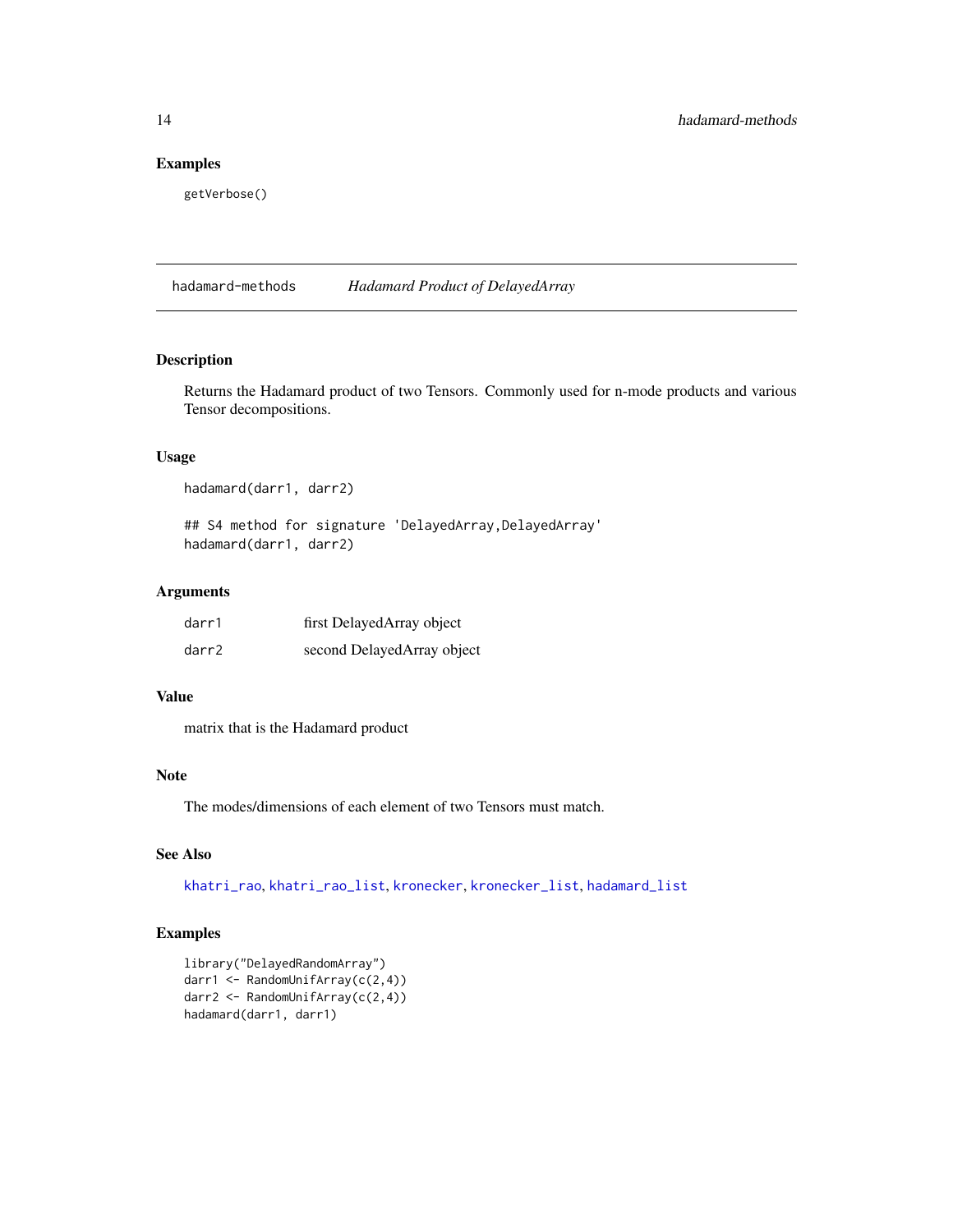## Examples

```
getVerbose()
```

---

# hadamard-methods — *Hadamard Product of DelayedArray*

## Description

Returns the Hadamard product of two Tensors. Commonly used for n-mode products and various Tensor decompositions.

## Usage

```
hadamard(darr1, darr2)

## S4 method for signature 'DelayedArray,DelayedArray'
hadamard(darr1, darr2)
```

## Arguments

| | |
|---|---|
| `darr1` | first DelayedArray object |
| `darr2` | second DelayedArray object |

## Value

matrix that is the Hadamard product

## Note

The modes/dimensions of each element of two Tensors must match.

## See Also

khatri_rao, khatri_rao_list, kronecker, kronecker_list, hadamard_list

## Examples

```
library("DelayedRandomArray")
darr1 <- RandomUnifArray(c(2,4))
darr2 <- RandomUnifArray(c(2,4))
hadamard(darr1, darr1)
```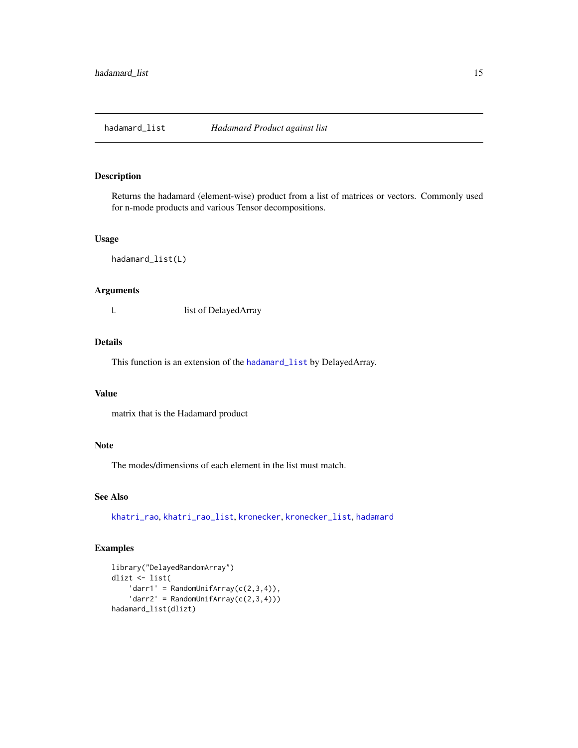# hadamard_list *Hadamard Product against list*

## Description

Returns the hadamard (element-wise) product from a list of matrices or vectors. Commonly used for n-mode products and various Tensor decompositions.

## Usage

```
hadamard_list(L)
```

## Arguments

| | |
|---|---|
| L | list of DelayedArray |

## Details

This function is an extension of the `hadamard_list` by DelayedArray.

## Value

matrix that is the Hadamard product

## Note

The modes/dimensions of each element in the list must match.

## See Also

`khatri_rao`, `khatri_rao_list`, `kronecker`, `kronecker_list`, `hadamard`

## Examples

```
library("DelayedRandomArray")
dlizt <- list(
    'darr1' = RandomUnifArray(c(2,3,4)),
    'darr2' = RandomUnifArray(c(2,3,4)))
hadamard_list(dlizt)
```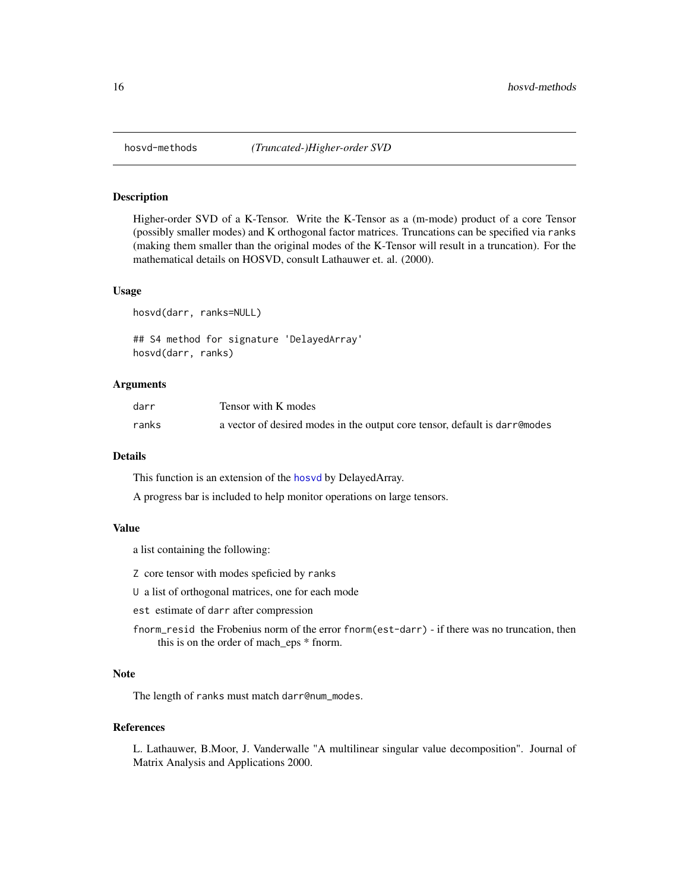## hosvd-methods *(Truncated-)Higher-order SVD*

### Description

Higher-order SVD of a K-Tensor. Write the K-Tensor as a (m-mode) product of a core Tensor (possibly smaller modes) and K orthogonal factor matrices. Truncations can be specified via `ranks` (making them smaller than the original modes of the K-Tensor will result in a truncation). For the mathematical details on HOSVD, consult Lathauwer et. al. (2000).

### Usage

```
hosvd(darr, ranks=NULL)

## S4 method for signature 'DelayedArray'
hosvd(darr, ranks)
```

### Arguments

| | |
|---|---|
| `darr` | Tensor with K modes |
| `ranks` | a vector of desired modes in the output core tensor, default is `darr@modes` |

### Details

This function is an extension of the `hosvd` by DelayedArray.

A progress bar is included to help monitor operations on large tensors.

### Value

a list containing the following:

`Z` core tensor with modes speficied by `ranks`

`U` a list of orthogonal matrices, one for each mode

`est` estimate of `darr` after compression

`fnorm_resid` the Frobenius norm of the error `fnorm(est-darr)` - if there was no truncation, then this is on the order of mach_eps * fnorm.

### Note

The length of `ranks` must match `darr@num_modes`.

### References

L. Lathauwer, B.Moor, J. Vanderwalle "A multilinear singular value decomposition". Journal of Matrix Analysis and Applications 2000.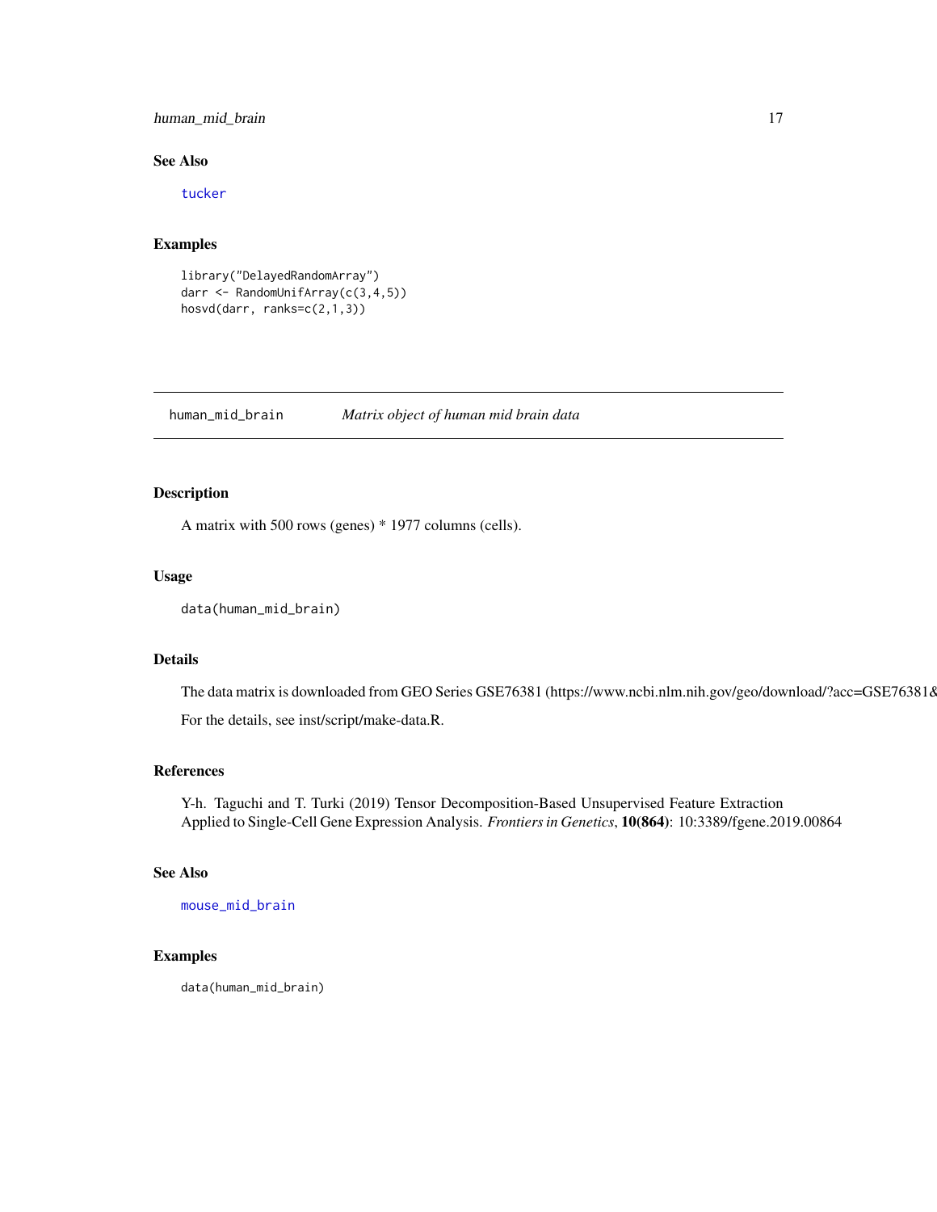## See Also

tucker

## Examples

```
library("DelayedRandomArray")
darr <- RandomUnifArray(c(3,4,5))
hosvd(darr, ranks=c(2,1,3))
```

---

# human_mid_brain *Matrix object of human mid brain data*

## Description

A matrix with 500 rows (genes) * 1977 columns (cells).

## Usage

```
data(human_mid_brain)
```

## Details

The data matrix is downloaded from GEO Series GSE76381 (https://www.ncbi.nlm.nih.gov/geo/download/?acc=GSE76381&

For the details, see inst/script/make-data.R.

## References

Y-h. Taguchi and T. Turki (2019) Tensor Decomposition-Based Unsupervised Feature Extraction Applied to Single-Cell Gene Expression Analysis. *Frontiers in Genetics*, **10(864)**: 10:3389/fgene.2019.00864

## See Also

mouse_mid_brain

## Examples

```
data(human_mid_brain)
```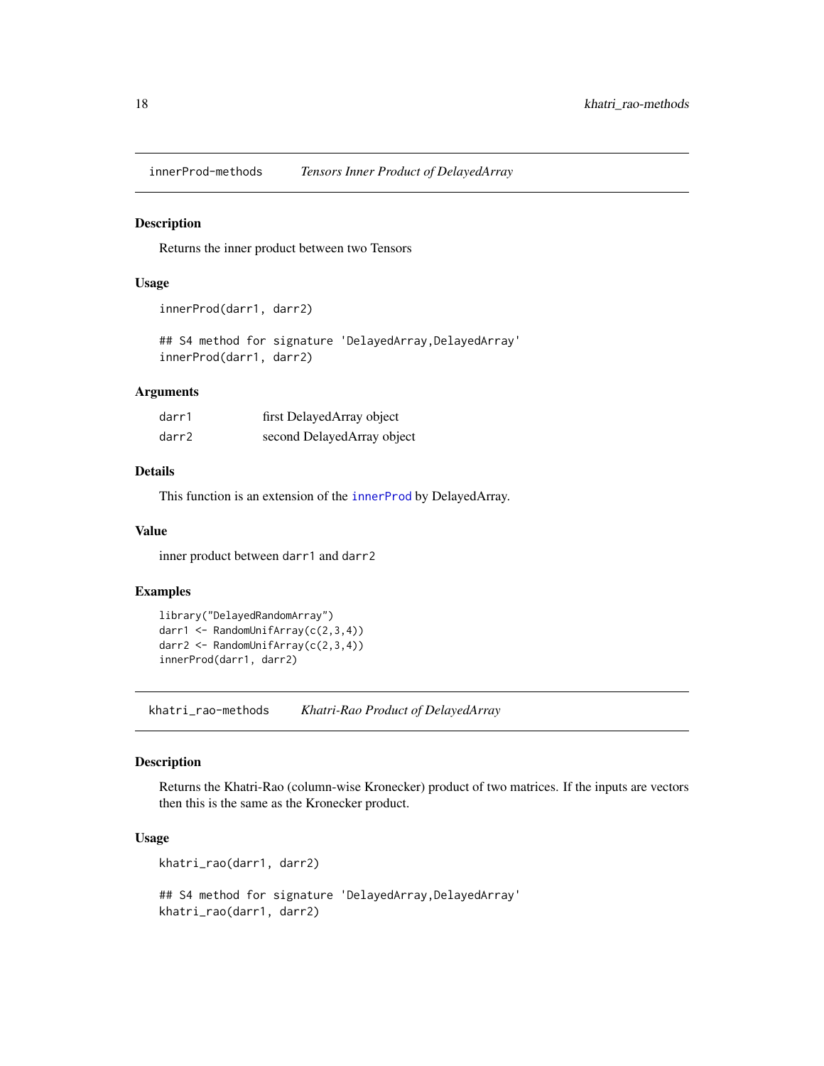## innerProd-methods *Tensors Inner Product of DelayedArray*

### Description

Returns the inner product between two Tensors

### Usage

```
innerProd(darr1, darr2)

## S4 method for signature 'DelayedArray,DelayedArray'
innerProd(darr1, darr2)
```

### Arguments

| | |
|---|---|
| darr1 | first DelayedArray object |
| darr2 | second DelayedArray object |

### Details

This function is an extension of the `innerProd` by DelayedArray.

### Value

inner product between `darr1` and `darr2`

### Examples

```
library("DelayedRandomArray")
darr1 <- RandomUnifArray(c(2,3,4))
darr2 <- RandomUnifArray(c(2,3,4))
innerProd(darr1, darr2)
```

## khatri_rao-methods *Khatri-Rao Product of DelayedArray*

### Description

Returns the Khatri-Rao (column-wise Kronecker) product of two matrices. If the inputs are vectors then this is the same as the Kronecker product.

### Usage

```
khatri_rao(darr1, darr2)

## S4 method for signature 'DelayedArray,DelayedArray'
khatri_rao(darr1, darr2)
```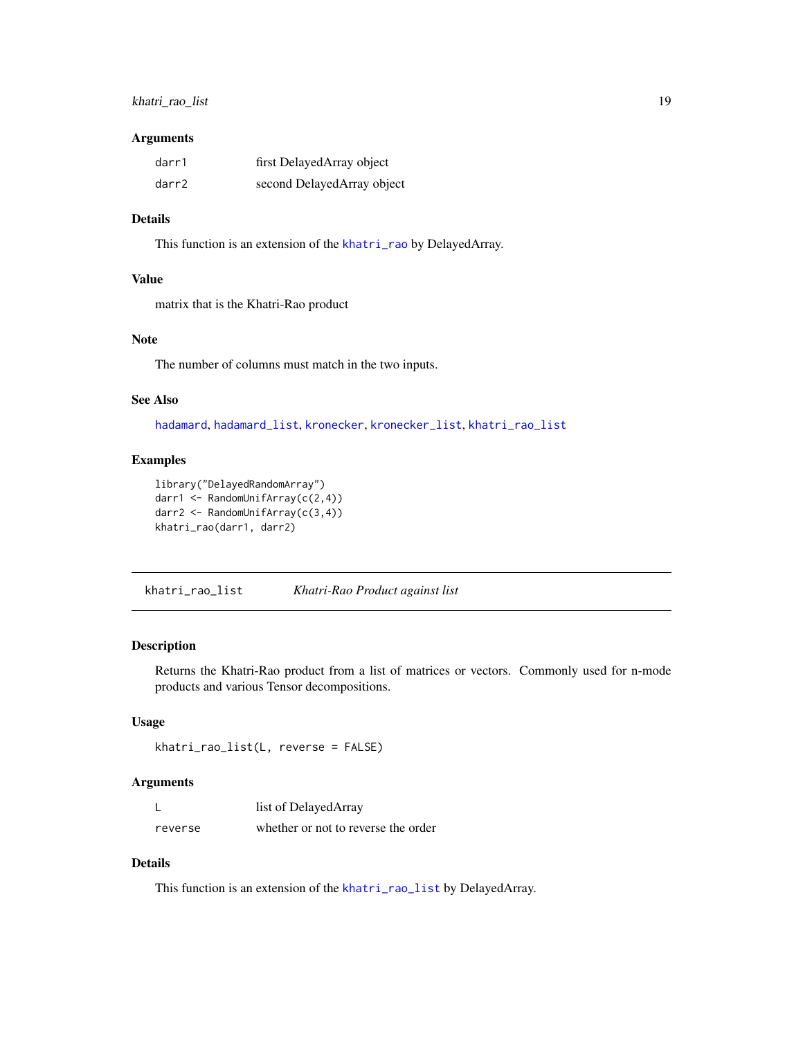### Arguments

| | |
|---|---|
| darr1 | first DelayedArray object |
| darr2 | second DelayedArray object |

### Details

This function is an extension of the khatri_rao by DelayedArray.

### Value

matrix that is the Khatri-Rao product

### Note

The number of columns must match in the two inputs.

### See Also

hadamard, hadamard_list, kronecker, kronecker_list, khatri_rao_list

### Examples

```
library("DelayedRandomArray")
darr1 <- RandomUnifArray(c(2,4))
darr2 <- RandomUnifArray(c(3,4))
khatri_rao(darr1, darr2)
```

## khatri_rao_list *Khatri-Rao Product against list*

### Description

Returns the Khatri-Rao product from a list of matrices or vectors. Commonly used for n-mode products and various Tensor decompositions.

### Usage

```
khatri_rao_list(L, reverse = FALSE)
```

### Arguments

| | |
|---|---|
| L | list of DelayedArray |
| reverse | whether or not to reverse the order |

### Details

This function is an extension of the khatri_rao_list by DelayedArray.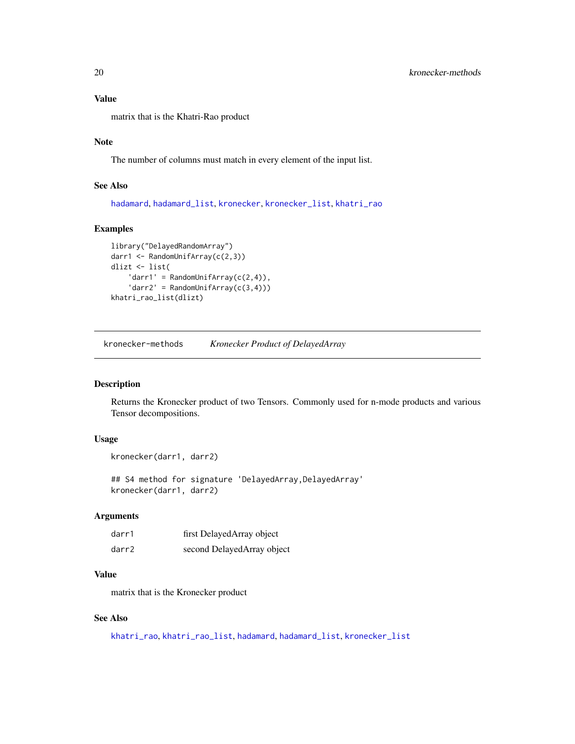### Value

matrix that is the Khatri-Rao product

### Note

The number of columns must match in every element of the input list.

### See Also

hadamard, hadamard_list, kronecker, kronecker_list, khatri_rao

### Examples

```
library("DelayedRandomArray")
darr1 <- RandomUnifArray(c(2,3))
dlizt <- list(
    'darr1' = RandomUnifArray(c(2,4)),
    'darr2' = RandomUnifArray(c(3,4)))
khatri_rao_list(dlizt)
```

---

## kronecker-methods *Kronecker Product of DelayedArray*

### Description

Returns the Kronecker product of two Tensors. Commonly used for n-mode products and various Tensor decompositions.

### Usage

```
kronecker(darr1, darr2)

## S4 method for signature 'DelayedArray,DelayedArray'
kronecker(darr1, darr2)
```

### Arguments

| | |
|---|---|
| darr1 | first DelayedArray object |
| darr2 | second DelayedArray object |

### Value

matrix that is the Kronecker product

### See Also

khatri_rao, khatri_rao_list, hadamard, hadamard_list, kronecker_list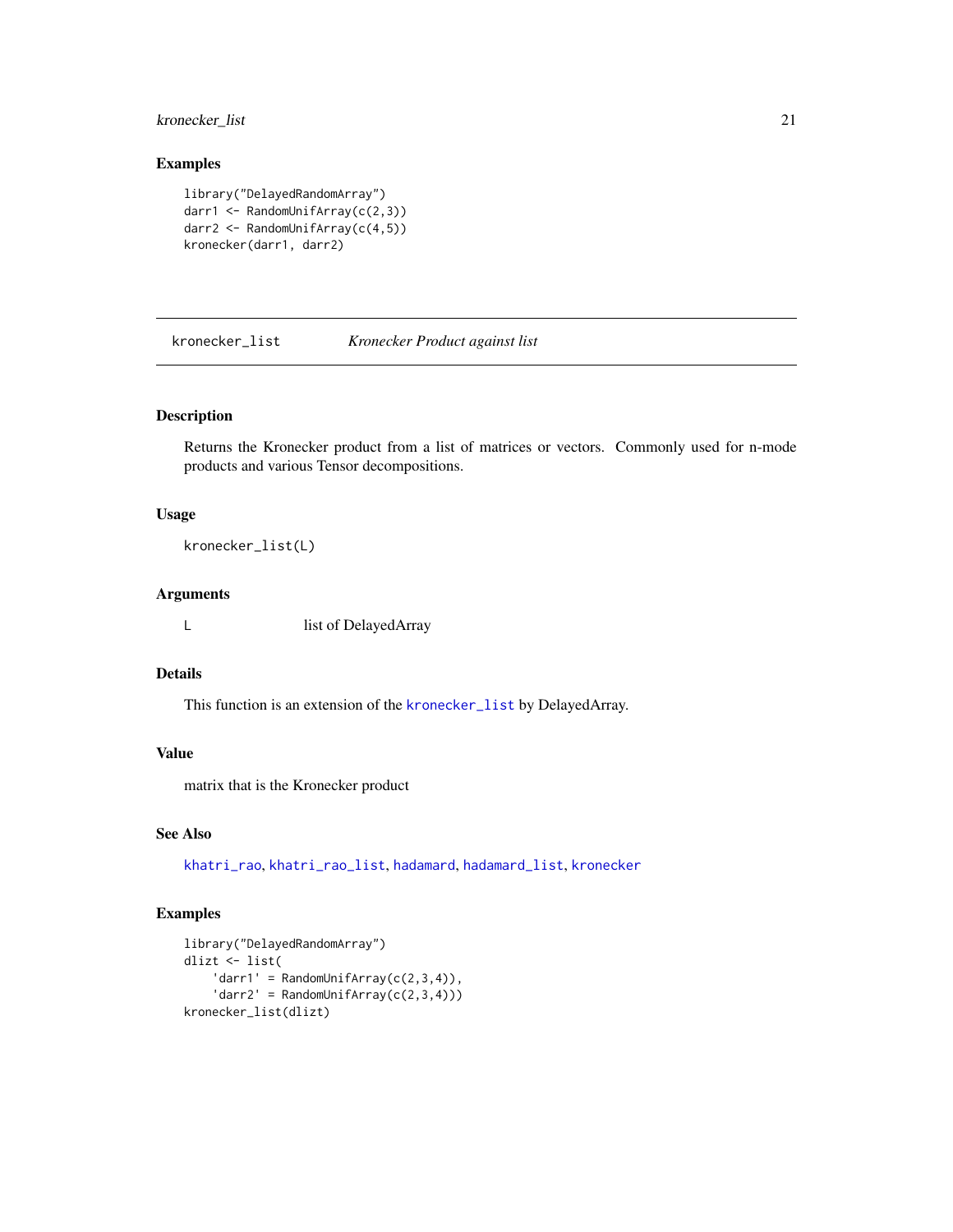### Examples

```
library("DelayedRandomArray")
darr1 <- RandomUnifArray(c(2,3))
darr2 <- RandomUnifArray(c(4,5))
kronecker(darr1, darr2)
```

---

## kronecker_list *Kronecker Product against list*

---

### Description

Returns the Kronecker product from a list of matrices or vectors. Commonly used for n-mode products and various Tensor decompositions.

### Usage

```
kronecker_list(L)
```

### Arguments

| | |
|---|---|
| L | list of DelayedArray |

### Details

This function is an extension of the `kronecker_list` by DelayedArray.

### Value

matrix that is the Kronecker product

### See Also

`khatri_rao`, `khatri_rao_list`, `hadamard`, `hadamard_list`, `kronecker`

### Examples

```
library("DelayedRandomArray")
dlizt <- list(
    'darr1' = RandomUnifArray(c(2,3,4)),
    'darr2' = RandomUnifArray(c(2,3,4)))
kronecker_list(dlizt)
```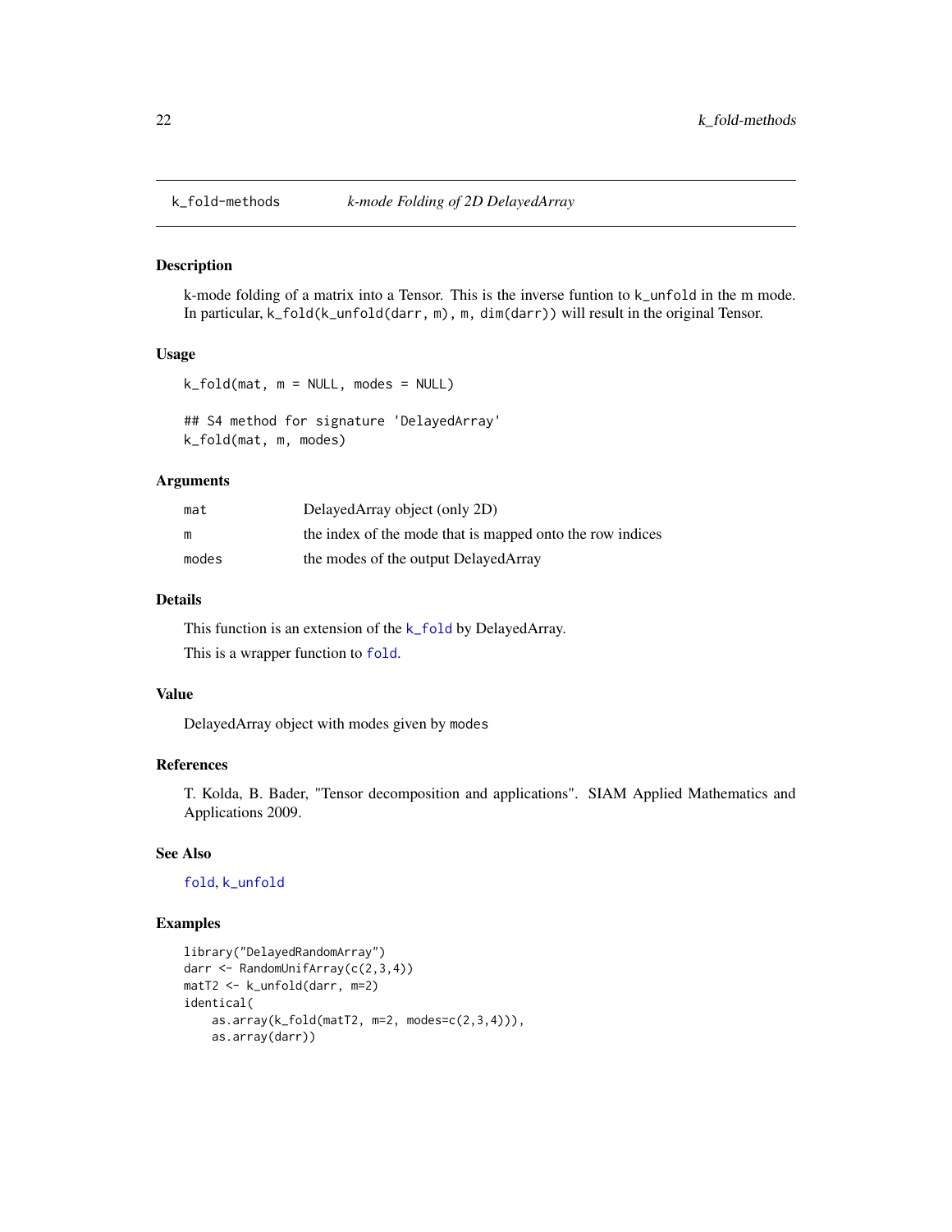## k_fold-methods — *k-mode Folding of 2D DelayedArray*

### Description

k-mode folding of a matrix into a Tensor. This is the inverse funtion to `k_unfold` in the m mode. In particular, `k_fold(k_unfold(darr, m), m, dim(darr))` will result in the original Tensor.

### Usage

```
k_fold(mat, m = NULL, modes = NULL)

## S4 method for signature 'DelayedArray'
k_fold(mat, m, modes)
```

### Arguments

| | |
|---|---|
| `mat` | DelayedArray object (only 2D) |
| `m` | the index of the mode that is mapped onto the row indices |
| `modes` | the modes of the output DelayedArray |

### Details

This function is an extension of the `k_fold` by DelayedArray.

This is a wrapper function to `fold`.

### Value

DelayedArray object with modes given by `modes`

### References

T. Kolda, B. Bader, "Tensor decomposition and applications". SIAM Applied Mathematics and Applications 2009.

### See Also

`fold`, `k_unfold`

### Examples

```
library("DelayedRandomArray")
darr <- RandomUnifArray(c(2,3,4))
matT2 <- k_unfold(darr, m=2)
identical(
    as.array(k_fold(matT2, m=2, modes=c(2,3,4))),
    as.array(darr))
```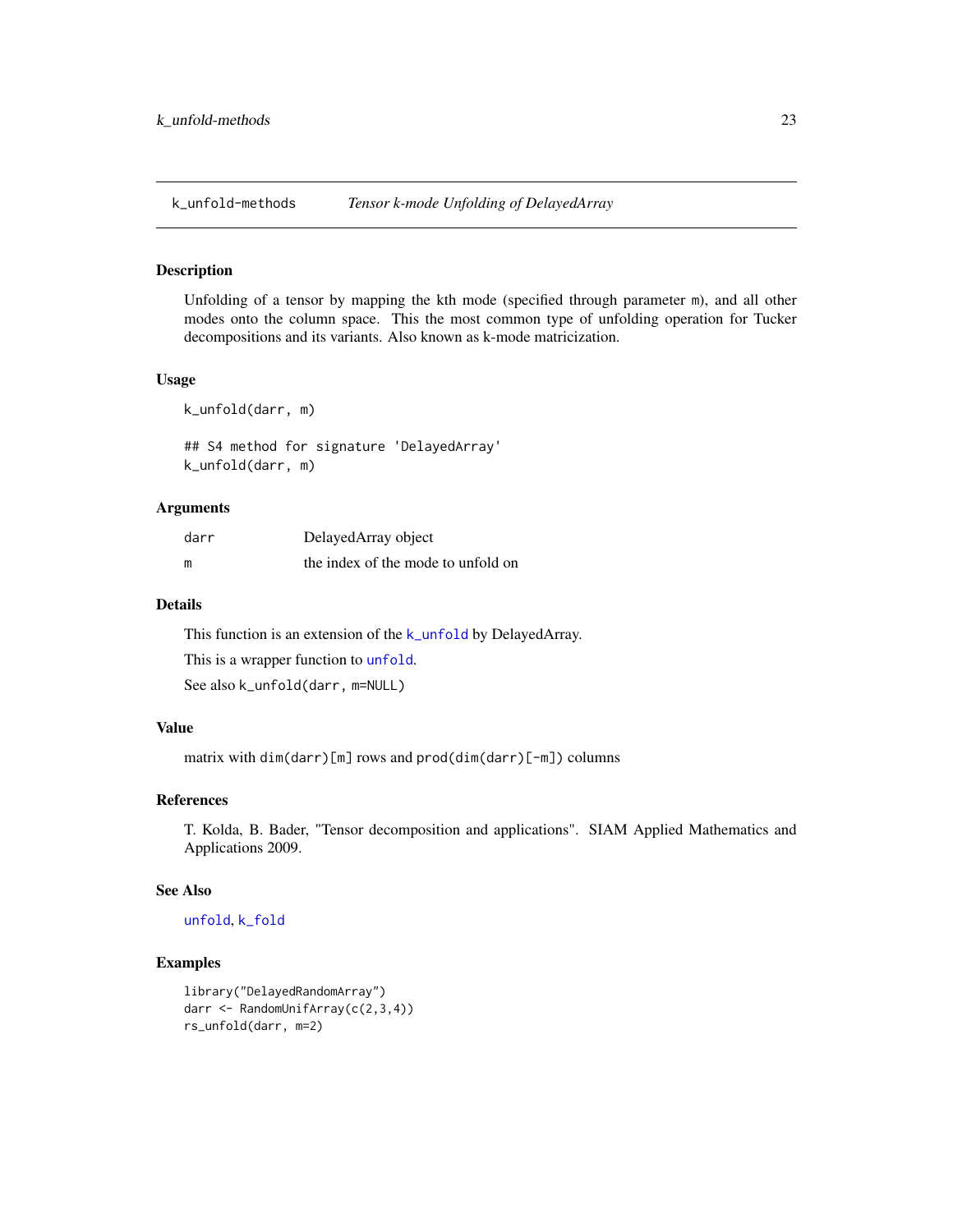## k_unfold-methods *Tensor k-mode Unfolding of DelayedArray*

### Description

Unfolding of a tensor by mapping the kth mode (specified through parameter m), and all other modes onto the column space. This the most common type of unfolding operation for Tucker decompositions and its variants. Also known as k-mode matricization.

### Usage

```
k_unfold(darr, m)

## S4 method for signature 'DelayedArray'
k_unfold(darr, m)
```

### Arguments

| | |
|---|---|
| darr | DelayedArray object |
| m | the index of the mode to unfold on |

### Details

This function is an extension of the `k_unfold` by DelayedArray.

This is a wrapper function to `unfold`.

See also `k_unfold(darr, m=NULL)`

### Value

matrix with `dim(darr)[m]` rows and `prod(dim(darr)[-m])` columns

### References

T. Kolda, B. Bader, "Tensor decomposition and applications". SIAM Applied Mathematics and Applications 2009.

### See Also

`unfold`, `k_fold`

### Examples

```
library("DelayedRandomArray")
darr <- RandomUnifArray(c(2,3,4))
rs_unfold(darr, m=2)
```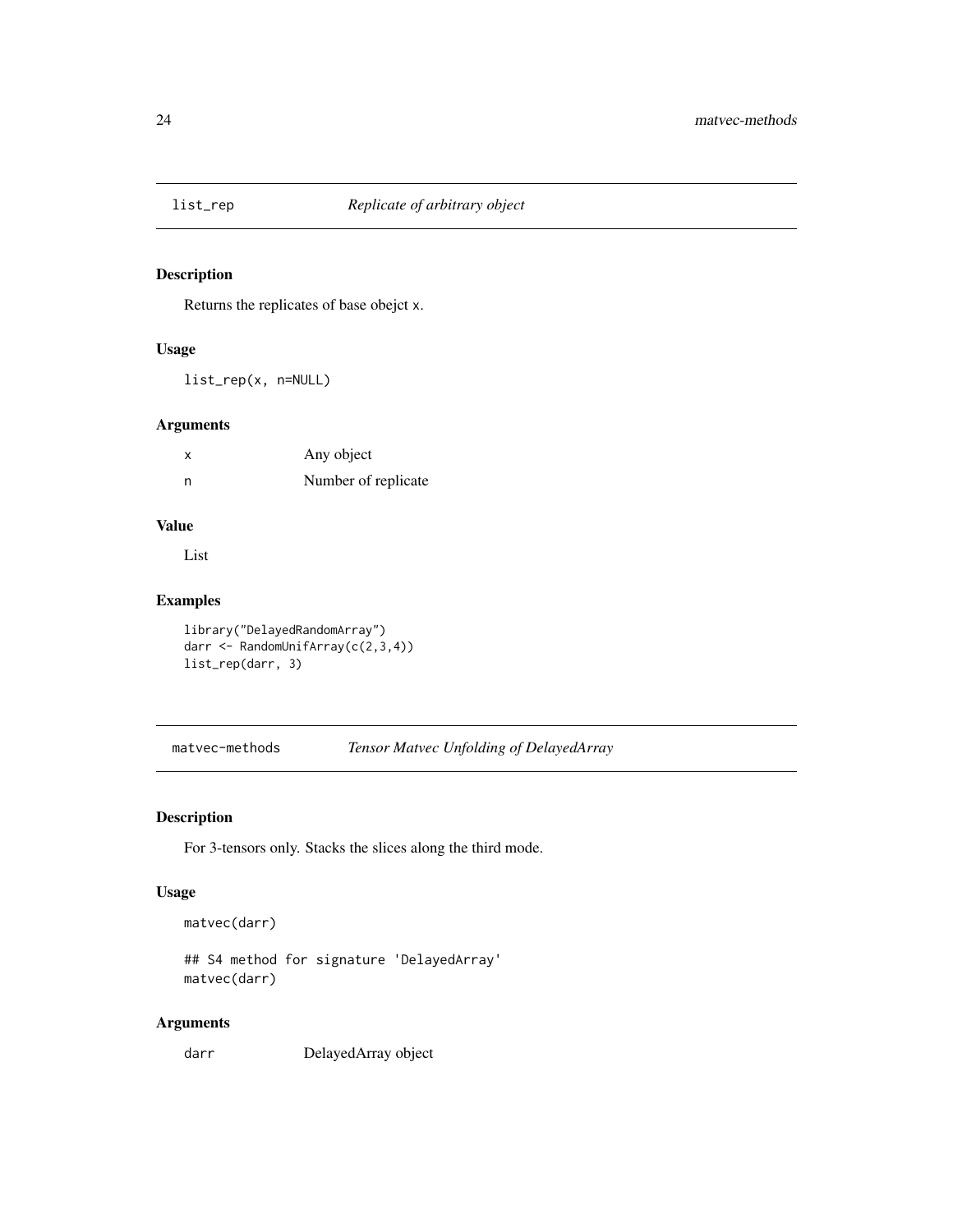## list_rep *Replicate of arbitrary object*

### Description

Returns the replicates of base obejct x.

### Usage

```
list_rep(x, n=NULL)
```

### Arguments

| | |
|---|---|
| x | Any object |
| n | Number of replicate |

### Value

List

### Examples

```
library("DelayedRandomArray")
darr <- RandomUnifArray(c(2,3,4))
list_rep(darr, 3)
```

## matvec-methods *Tensor Matvec Unfolding of DelayedArray*

### Description

For 3-tensors only. Stacks the slices along the third mode.

### Usage

```
matvec(darr)

## S4 method for signature 'DelayedArray'
matvec(darr)
```

### Arguments

| | |
|---|---|
| darr | DelayedArray object |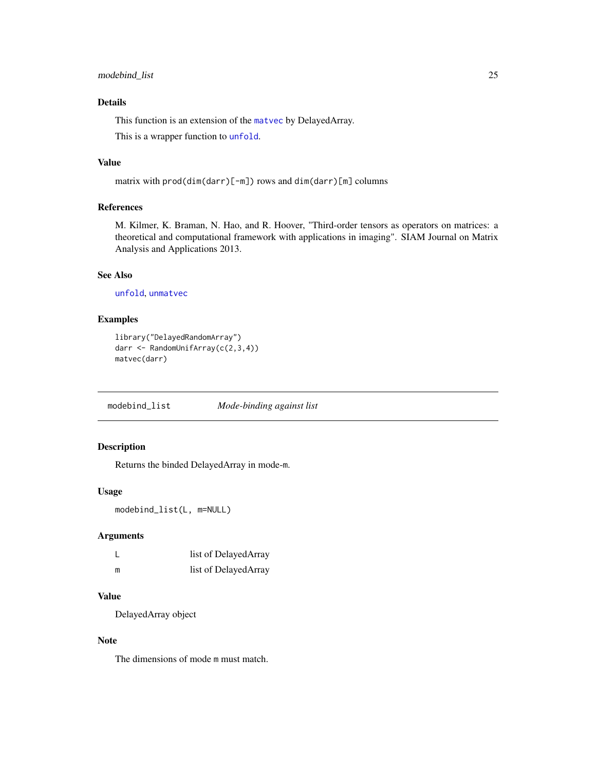### Details

This function is an extension of the `matvec` by DelayedArray.

This is a wrapper function to `unfold`.

### Value

matrix with `prod(dim(darr)[-m])` rows and `dim(darr)[m]` columns

### References

M. Kilmer, K. Braman, N. Hao, and R. Hoover, "Third-order tensors as operators on matrices: a theoretical and computational framework with applications in imaging". SIAM Journal on Matrix Analysis and Applications 2013.

### See Also

`unfold`, `unmatvec`

### Examples

```
library("DelayedRandomArray")
darr <- RandomUnifArray(c(2,3,4))
matvec(darr)
```

---

## modebind_list    *Mode-binding against list*

### Description

Returns the binded DelayedArray in mode-`m`.

### Usage

```
modebind_list(L, m=NULL)
```

### Arguments

| | |
|---|---|
| `L` | list of DelayedArray |
| `m` | list of DelayedArray |

### Value

DelayedArray object

### Note

The dimensions of mode `m` must match.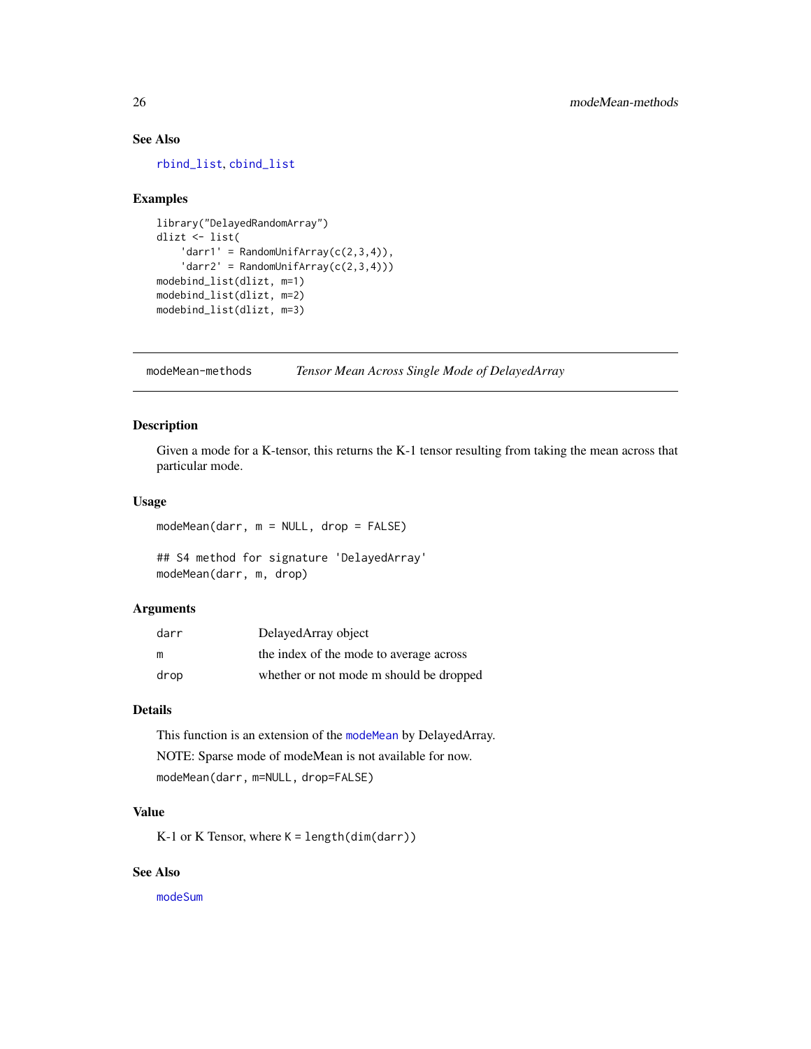### See Also

rbind_list, cbind_list

### Examples

```
library("DelayedRandomArray")
dlizt <- list(
    'darr1' = RandomUnifArray(c(2,3,4)),
    'darr2' = RandomUnifArray(c(2,3,4)))
modebind_list(dlizt, m=1)
modebind_list(dlizt, m=2)
modebind_list(dlizt, m=3)
```

---

## modeMean-methods — *Tensor Mean Across Single Mode of DelayedArray*

---

### Description

Given a mode for a K-tensor, this returns the K-1 tensor resulting from taking the mean across that particular mode.

### Usage

```
modeMean(darr, m = NULL, drop = FALSE)

## S4 method for signature 'DelayedArray'
modeMean(darr, m, drop)
```

### Arguments

| | |
|---|---|
| darr | DelayedArray object |
| m | the index of the mode to average across |
| drop | whether or not mode m should be dropped |

### Details

This function is an extension of the modeMean by DelayedArray.

NOTE: Sparse mode of modeMean is not available for now.

`modeMean(darr, m=NULL, drop=FALSE)`

### Value

K-1 or K Tensor, where `K = length(dim(darr))`

### See Also

modeSum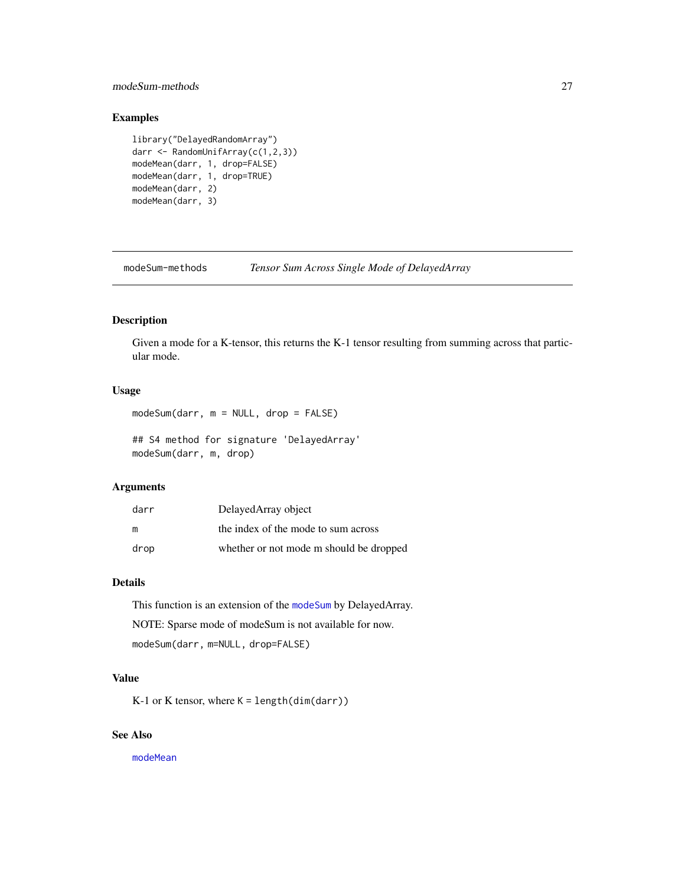## Examples

```
library("DelayedRandomArray")
darr <- RandomUnifArray(c(1,2,3))
modeMean(darr, 1, drop=FALSE)
modeMean(darr, 1, drop=TRUE)
modeMean(darr, 2)
modeMean(darr, 3)
```

---

# modeSum-methods *Tensor Sum Across Single Mode of DelayedArray*

---

## Description

Given a mode for a K-tensor, this returns the K-1 tensor resulting from summing across that particular mode.

## Usage

```
modeSum(darr, m = NULL, drop = FALSE)

## S4 method for signature 'DelayedArray'
modeSum(darr, m, drop)
```

## Arguments

| | |
|---|---|
| darr | DelayedArray object |
| m | the index of the mode to sum across |
| drop | whether or not mode m should be dropped |

## Details

This function is an extension of the `modeSum` by DelayedArray.

NOTE: Sparse mode of modeSum is not available for now.

`modeSum(darr, m=NULL, drop=FALSE)`

## Value

K-1 or K tensor, where `K = length(dim(darr))`

## See Also

`modeMean`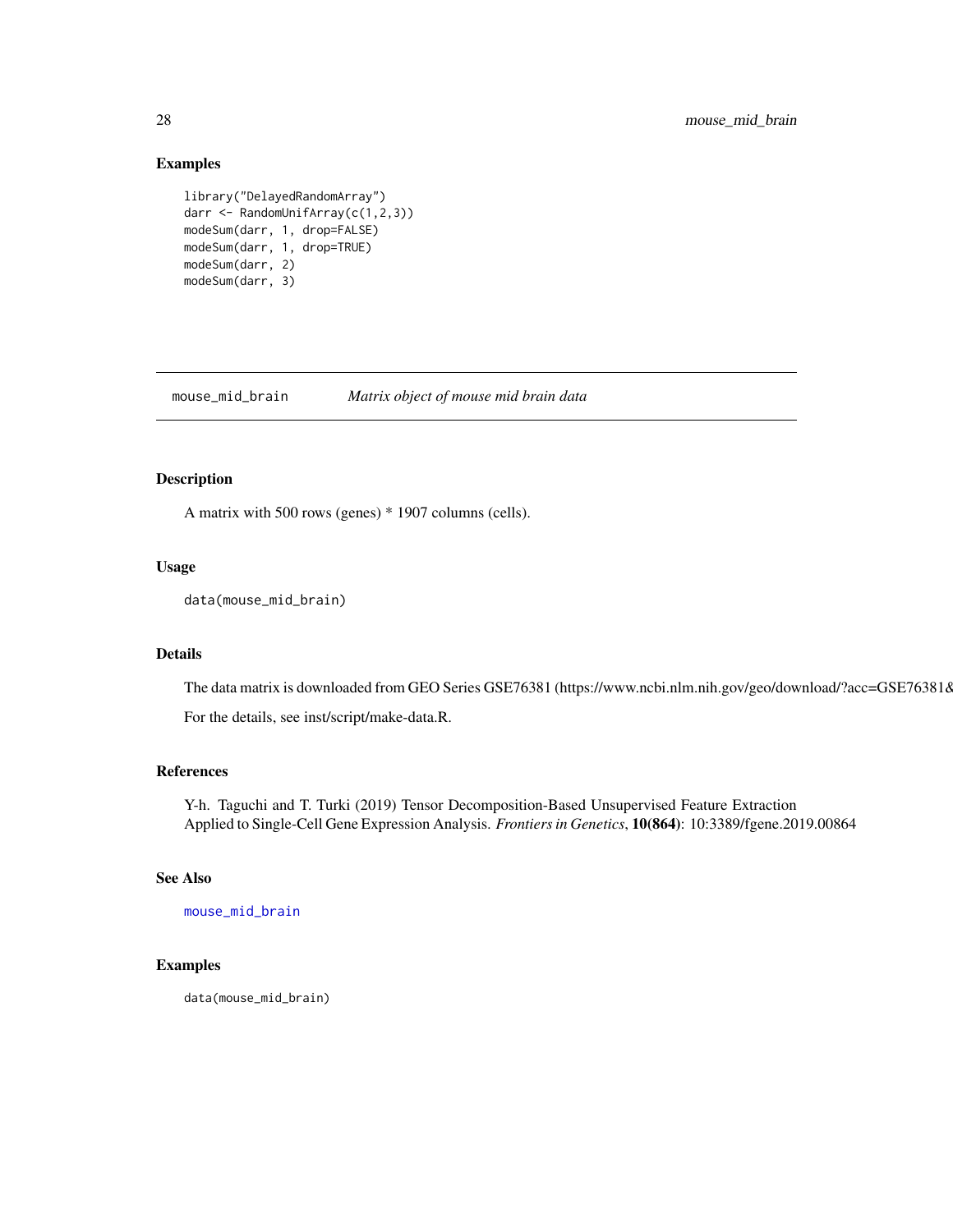### Examples

```
library("DelayedRandomArray")
darr <- RandomUnifArray(c(1,2,3))
modeSum(darr, 1, drop=FALSE)
modeSum(darr, 1, drop=TRUE)
modeSum(darr, 2)
modeSum(darr, 3)
```

## mouse_mid_brain    *Matrix object of mouse mid brain data*

### Description

A matrix with 500 rows (genes) * 1907 columns (cells).

### Usage

```
data(mouse_mid_brain)
```

### Details

The data matrix is downloaded from GEO Series GSE76381 (https://www.ncbi.nlm.nih.gov/geo/download/?acc=GSE76381&

For the details, see inst/script/make-data.R.

### References

Y-h. Taguchi and T. Turki (2019) Tensor Decomposition-Based Unsupervised Feature Extraction Applied to Single-Cell Gene Expression Analysis. *Frontiers in Genetics*, **10(864)**: 10:3389/fgene.2019.00864

### See Also

`mouse_mid_brain`

### Examples

```
data(mouse_mid_brain)
```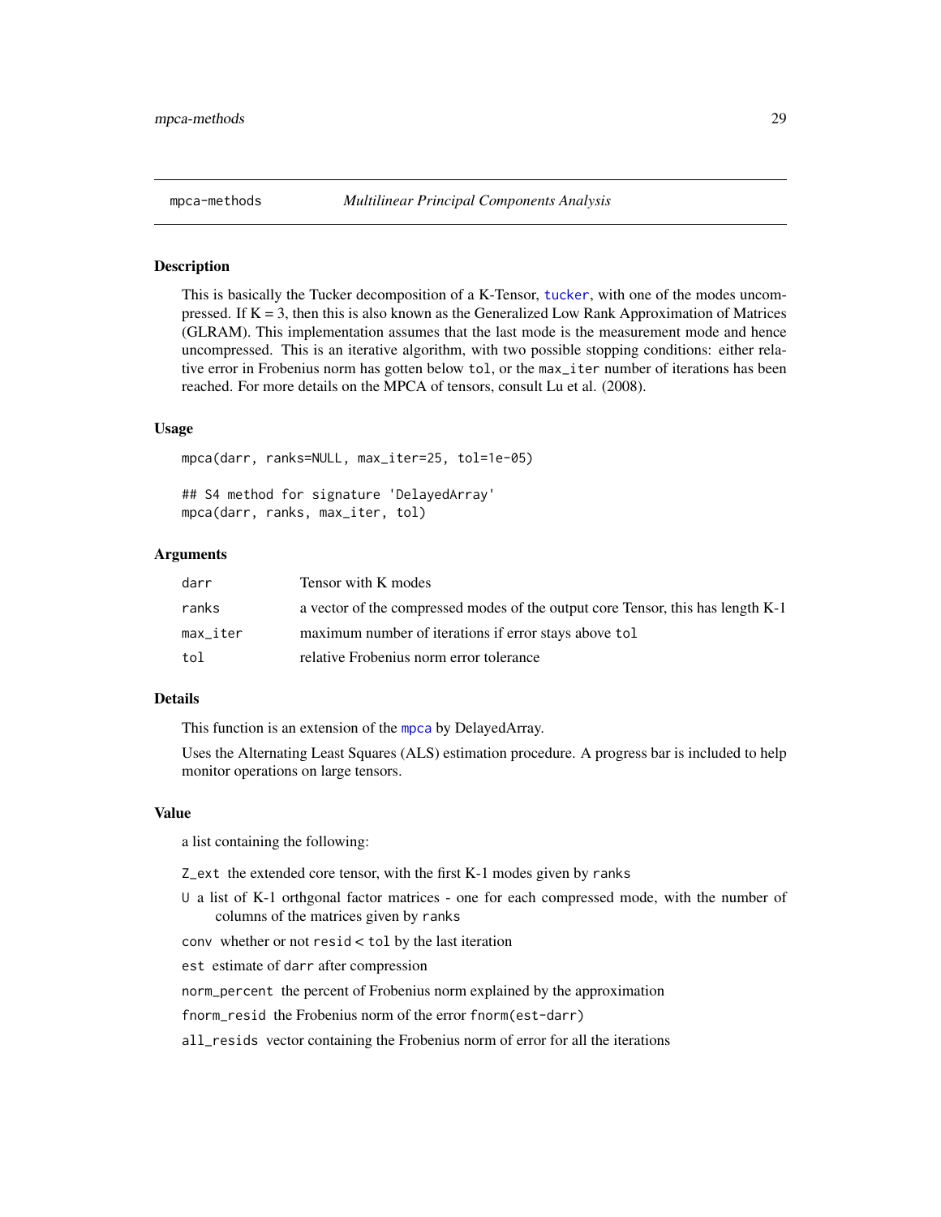mpca-methods *Multilinear Principal Components Analysis*

## Description

This is basically the Tucker decomposition of a K-Tensor, tucker, with one of the modes uncompressed. If K = 3, then this is also known as the Generalized Low Rank Approximation of Matrices (GLRAM). This implementation assumes that the last mode is the measurement mode and hence uncompressed. This is an iterative algorithm, with two possible stopping conditions: either relative error in Frobenius norm has gotten below `tol`, or the `max_iter` number of iterations has been reached. For more details on the MPCA of tensors, consult Lu et al. (2008).

## Usage

```
mpca(darr, ranks=NULL, max_iter=25, tol=1e-05)

## S4 method for signature 'DelayedArray'
mpca(darr, ranks, max_iter, tol)
```

## Arguments

| | |
|---|---|
| `darr` | Tensor with K modes |
| `ranks` | a vector of the compressed modes of the output core Tensor, this has length K-1 |
| `max_iter` | maximum number of iterations if error stays above `tol` |
| `tol` | relative Frobenius norm error tolerance |

## Details

This function is an extension of the mpca by DelayedArray.

Uses the Alternating Least Squares (ALS) estimation procedure. A progress bar is included to help monitor operations on large tensors.

## Value

a list containing the following:

- `Z_ext` the extended core tensor, with the first K-1 modes given by `ranks`
- `U` a list of K-1 orthgonal factor matrices - one for each compressed mode, with the number of columns of the matrices given by `ranks`
- `conv` whether or not `resid` < `tol` by the last iteration
- `est` estimate of `darr` after compression
- `norm_percent` the percent of Frobenius norm explained by the approximation
- `fnorm_resid` the Frobenius norm of the error `fnorm(est-darr)`
- `all_resids` vector containing the Frobenius norm of error for all the iterations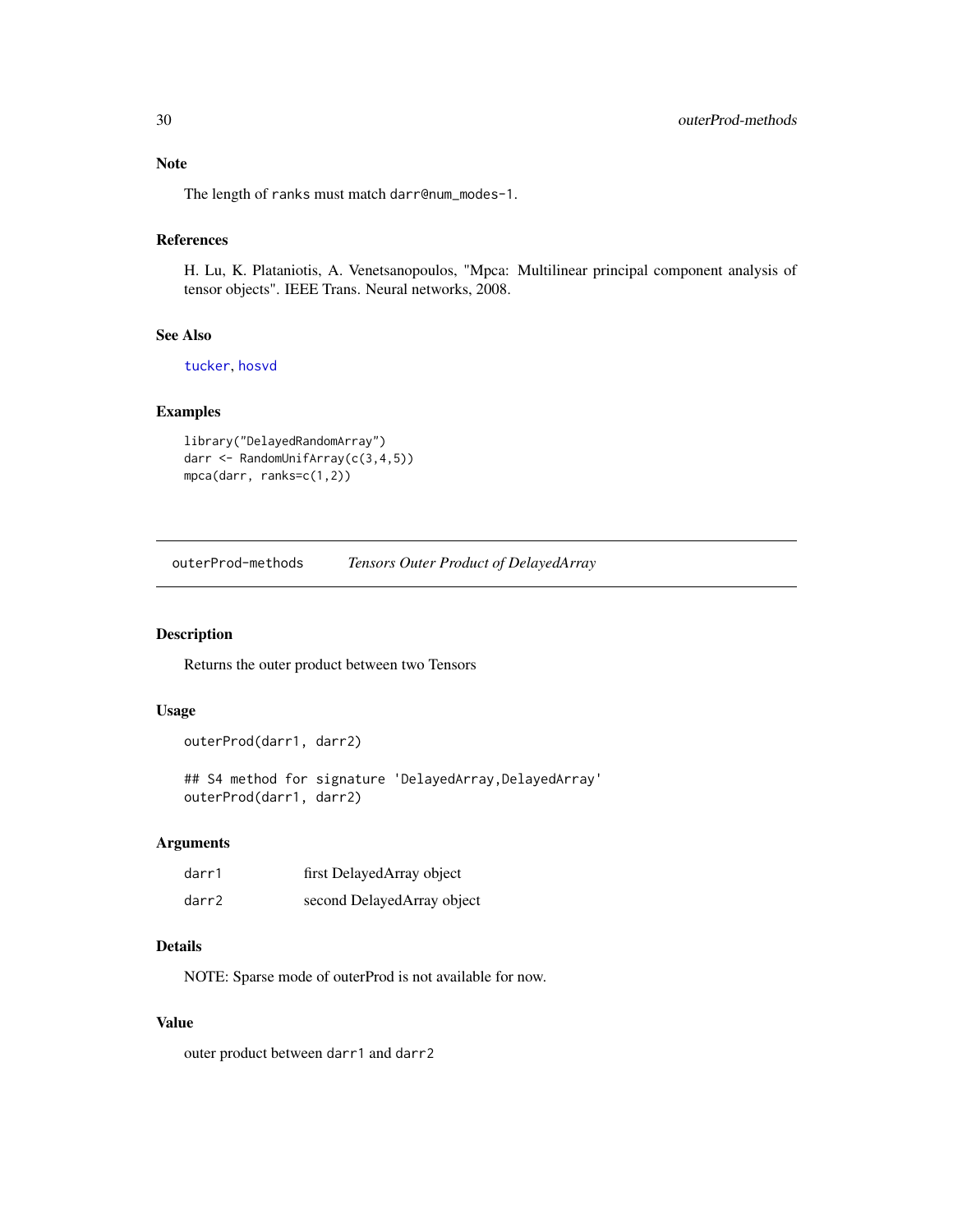### Note

The length of `ranks` must match `darr@num_modes-1`.

### References

H. Lu, K. Plataniotis, A. Venetsanopoulos, "Mpca: Multilinear principal component analysis of tensor objects". IEEE Trans. Neural networks, 2008.

### See Also

`tucker`, `hosvd`

### Examples

```
library("DelayedRandomArray")
darr <- RandomUnifArray(c(3,4,5))
mpca(darr, ranks=c(1,2))
```

---

## outerProd-methods — *Tensors Outer Product of DelayedArray*

### Description

Returns the outer product between two Tensors

### Usage

```
outerProd(darr1, darr2)

## S4 method for signature 'DelayedArray,DelayedArray'
outerProd(darr1, darr2)
```

### Arguments

| | |
|---|---|
| `darr1` | first DelayedArray object |
| `darr2` | second DelayedArray object |

### Details

NOTE: Sparse mode of outerProd is not available for now.

### Value

outer product between `darr1` and `darr2`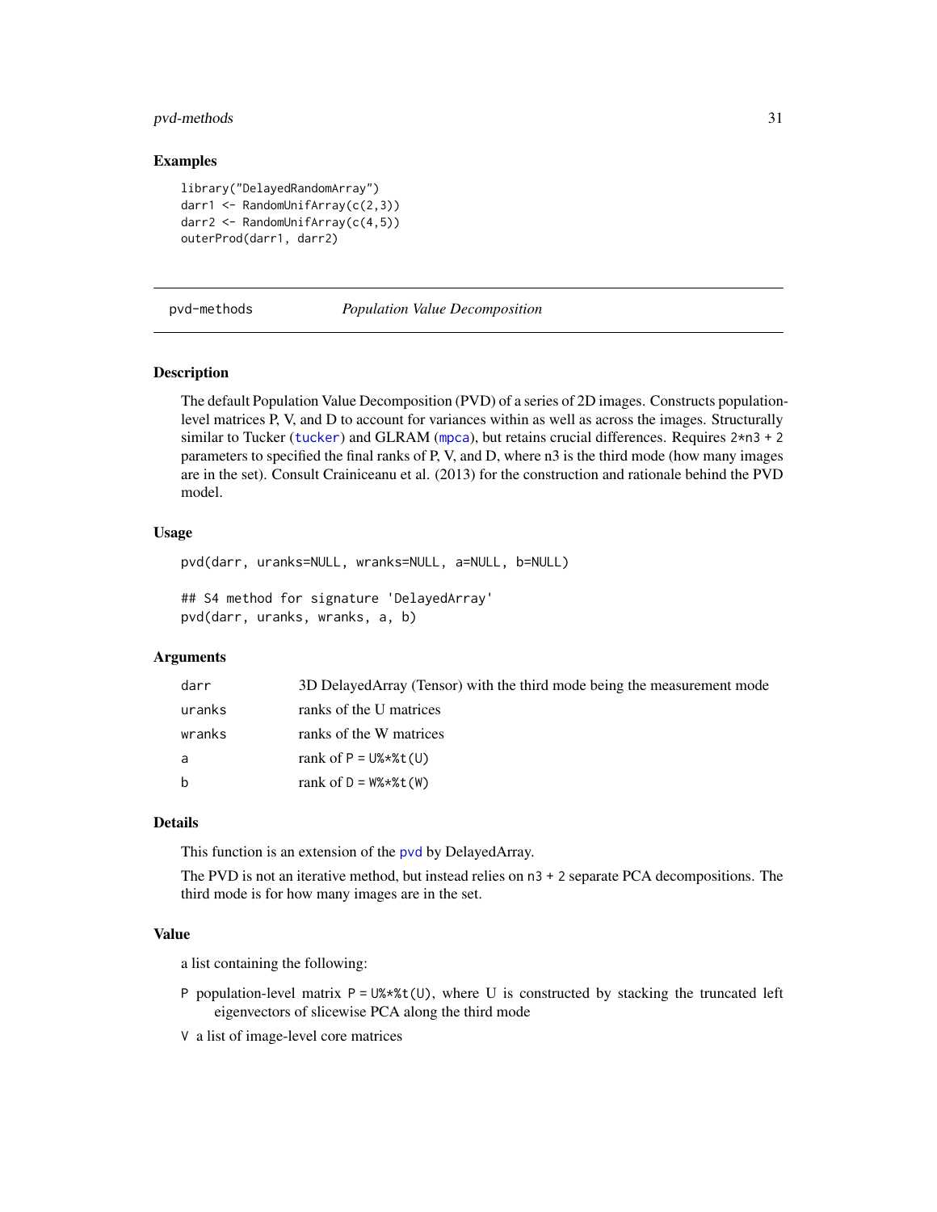### Examples

```
library("DelayedRandomArray")
darr1 <- RandomUnifArray(c(2,3))
darr2 <- RandomUnifArray(c(4,5))
outerProd(darr1, darr2)
```

---

## pvd-methods — *Population Value Decomposition*

### Description

The default Population Value Decomposition (PVD) of a series of 2D images. Constructs population-level matrices P, V, and D to account for variances within as well as across the images. Structurally similar to Tucker (tucker) and GLRAM (mpca), but retains crucial differences. Requires `2*n3 + 2` parameters to specified the final ranks of P, V, and D, where n3 is the third mode (how many images are in the set). Consult Crainiceanu et al. (2013) for the construction and rationale behind the PVD model.

### Usage

```
pvd(darr, uranks=NULL, wranks=NULL, a=NULL, b=NULL)

## S4 method for signature 'DelayedArray'
pvd(darr, uranks, wranks, a, b)
```

### Arguments

| | |
|---|---|
| darr | 3D DelayedArray (Tensor) with the third mode being the measurement mode |
| uranks | ranks of the U matrices |
| wranks | ranks of the W matrices |
| a | rank of `P = U%*%t(U)` |
| b | rank of `D = W%*%t(W)` |

### Details

This function is an extension of the pvd by DelayedArray.

The PVD is not an iterative method, but instead relies on `n3 + 2` separate PCA decompositions. The third mode is for how many images are in the set.

### Value

a list containing the following:

- `P` population-level matrix `P = U%*%t(U)`, where U is constructed by stacking the truncated left eigenvectors of slicewise PCA along the third mode
- `V` a list of image-level core matrices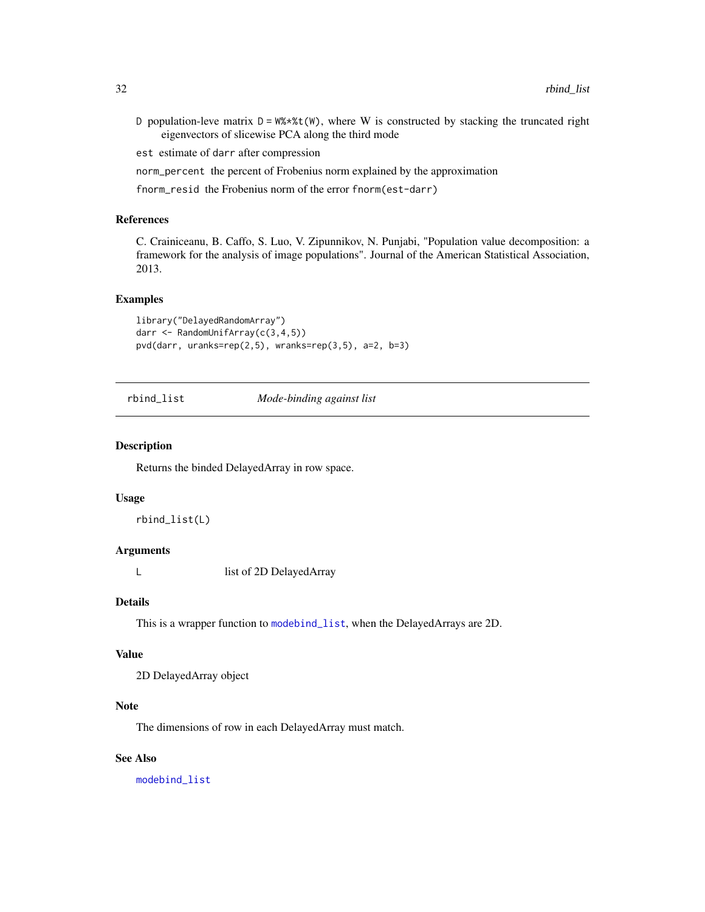D population-leve matrix D = W%*%t(W), where W is constructed by stacking the truncated right eigenvectors of slicewise PCA along the third mode

est estimate of darr after compression

norm_percent the percent of Frobenius norm explained by the approximation

fnorm_resid the Frobenius norm of the error fnorm(est-darr)

### References

C. Crainiceanu, B. Caffo, S. Luo, V. Zipunnikov, N. Punjabi, "Population value decomposition: a framework for the analysis of image populations". Journal of the American Statistical Association, 2013.

### Examples

```
library("DelayedRandomArray")
darr <- RandomUnifArray(c(3,4,5))
pvd(darr, uranks=rep(2,5), wranks=rep(3,5), a=2, b=3)
```

---

## rbind_list *Mode-binding against list*

### Description

Returns the binded DelayedArray in row space.

### Usage

```
rbind_list(L)
```

### Arguments

L list of 2D DelayedArray

### Details

This is a wrapper function to modebind_list, when the DelayedArrays are 2D.

### Value

2D DelayedArray object

### Note

The dimensions of row in each DelayedArray must match.

### See Also

modebind_list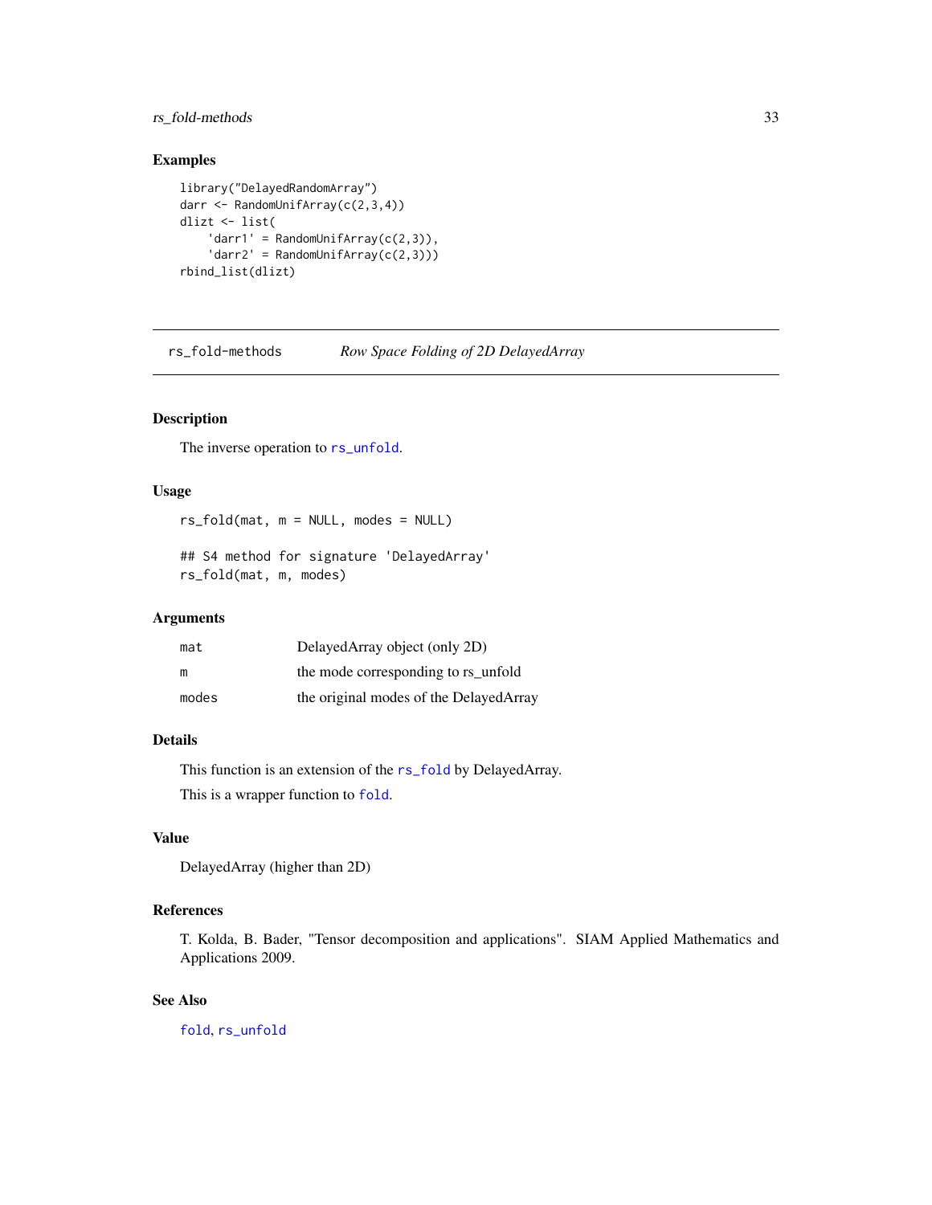## Examples

```
library("DelayedRandomArray")
darr <- RandomUnifArray(c(2,3,4))
dlizt <- list(
    'darr1' = RandomUnifArray(c(2,3)),
    'darr2' = RandomUnifArray(c(2,3)))
rbind_list(dlizt)
```

---

# rs_fold-methods — *Row Space Folding of 2D DelayedArray*

---

## Description

The inverse operation to `rs_unfold`.

## Usage

```
rs_fold(mat, m = NULL, modes = NULL)

## S4 method for signature 'DelayedArray'
rs_fold(mat, m, modes)
```

## Arguments

| | |
|---|---|
| `mat` | DelayedArray object (only 2D) |
| `m` | the mode corresponding to rs_unfold |
| `modes` | the original modes of the DelayedArray |

## Details

This function is an extension of the `rs_fold` by DelayedArray.

This is a wrapper function to `fold`.

## Value

DelayedArray (higher than 2D)

## References

T. Kolda, B. Bader, "Tensor decomposition and applications". SIAM Applied Mathematics and Applications 2009.

## See Also

`fold`, `rs_unfold`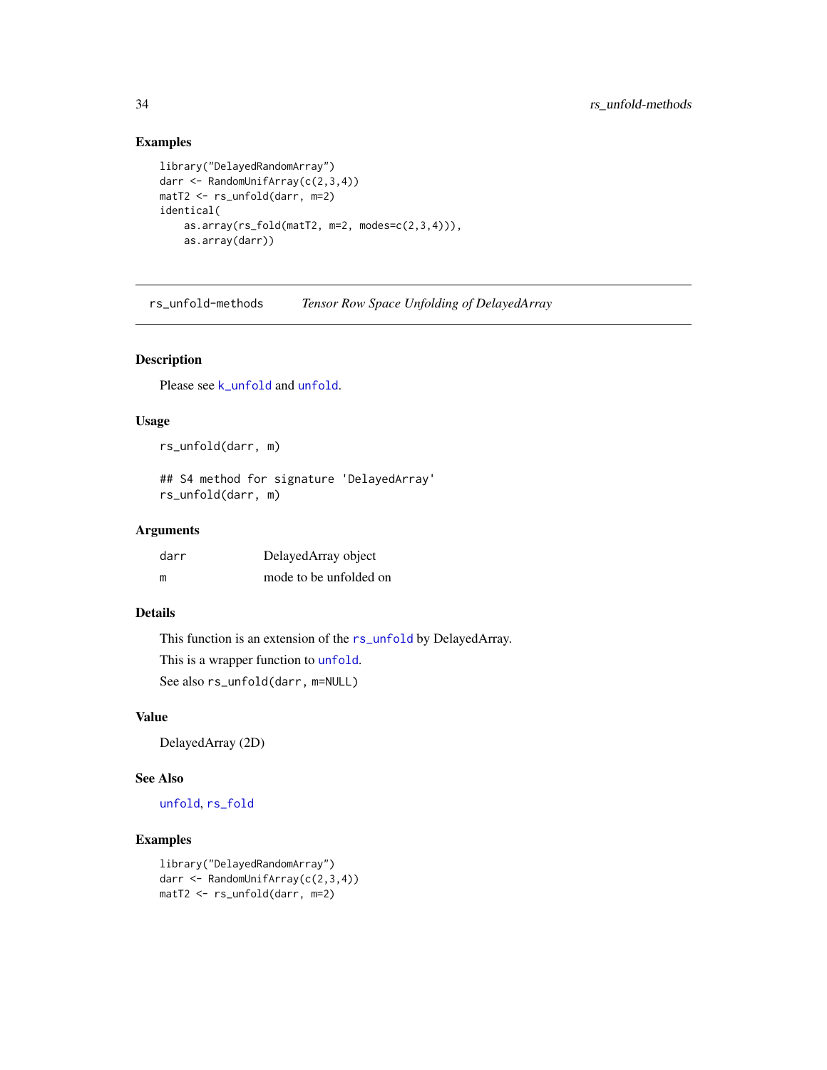### Examples

```
library("DelayedRandomArray")
darr <- RandomUnifArray(c(2,3,4))
matT2 <- rs_unfold(darr, m=2)
identical(
    as.array(rs_fold(matT2, m=2, modes=c(2,3,4))),
    as.array(darr))
```

---

## rs_unfold-methods    *Tensor Row Space Unfolding of DelayedArray*

---

### Description

Please see k_unfold and unfold.

### Usage

```
rs_unfold(darr, m)

## S4 method for signature 'DelayedArray'
rs_unfold(darr, m)
```

### Arguments

| | |
|---|---|
| darr | DelayedArray object |
| m | mode to be unfolded on |

### Details

This function is an extension of the rs_unfold by DelayedArray.

This is a wrapper function to unfold.

See also `rs_unfold(darr, m=NULL)`

### Value

DelayedArray (2D)

### See Also

unfold, rs_fold

### Examples

```
library("DelayedRandomArray")
darr <- RandomUnifArray(c(2,3,4))
matT2 <- rs_unfold(darr, m=2)
```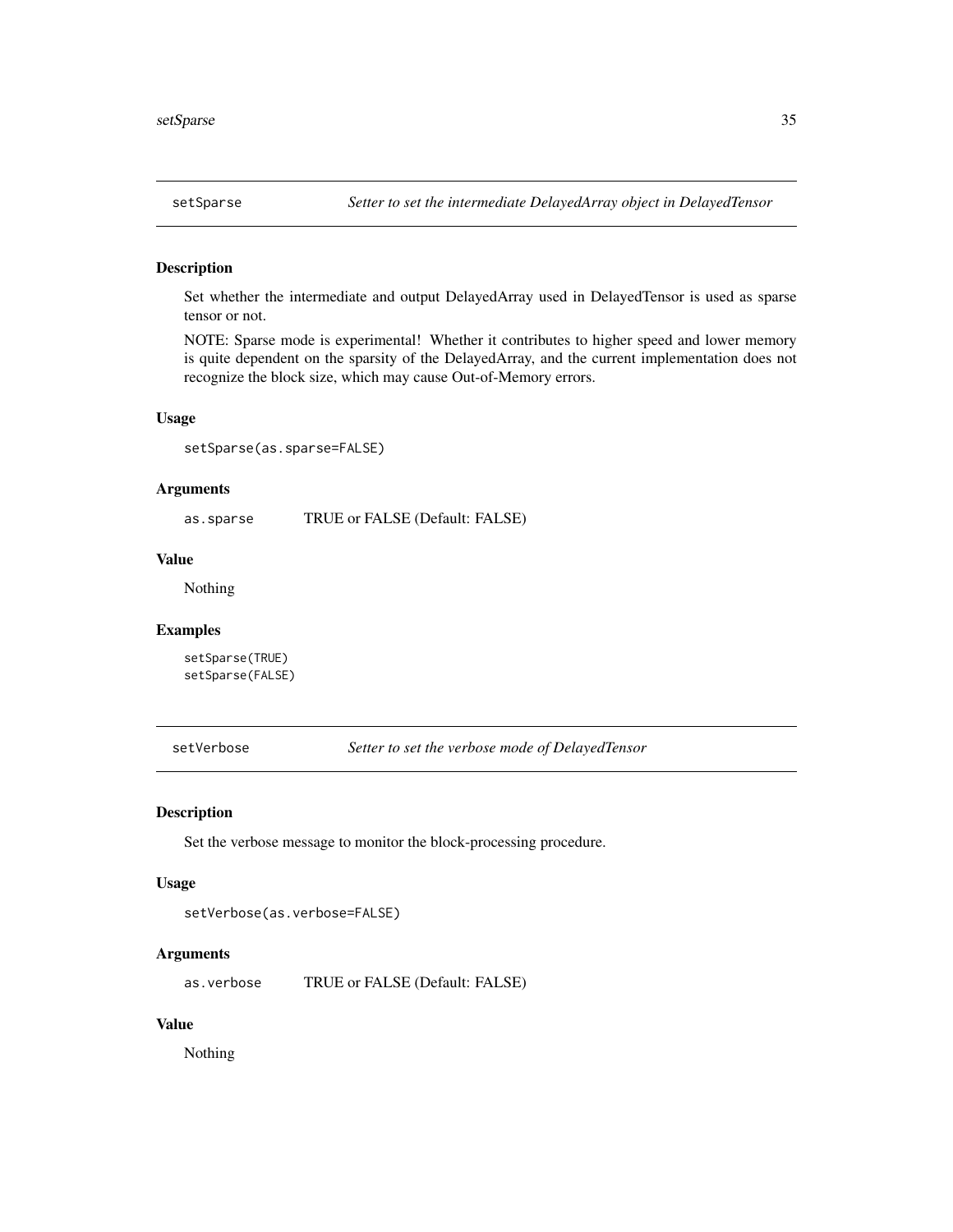## setSparse — *Setter to set the intermediate DelayedArray object in DelayedTensor*

### Description

Set whether the intermediate and output DelayedArray used in DelayedTensor is used as sparse tensor or not.

NOTE: Sparse mode is experimental! Whether it contributes to higher speed and lower memory is quite dependent on the sparsity of the DelayedArray, and the current implementation does not recognize the block size, which may cause Out-of-Memory errors.

### Usage

```
setSparse(as.sparse=FALSE)
```

### Arguments

| | |
|---|---|
| as.sparse | TRUE or FALSE (Default: FALSE) |

### Value

Nothing

### Examples

```
setSparse(TRUE)
setSparse(FALSE)
```

## setVerbose — *Setter to set the verbose mode of DelayedTensor*

### Description

Set the verbose message to monitor the block-processing procedure.

### Usage

```
setVerbose(as.verbose=FALSE)
```

### Arguments

| | |
|---|---|
| as.verbose | TRUE or FALSE (Default: FALSE) |

### Value

Nothing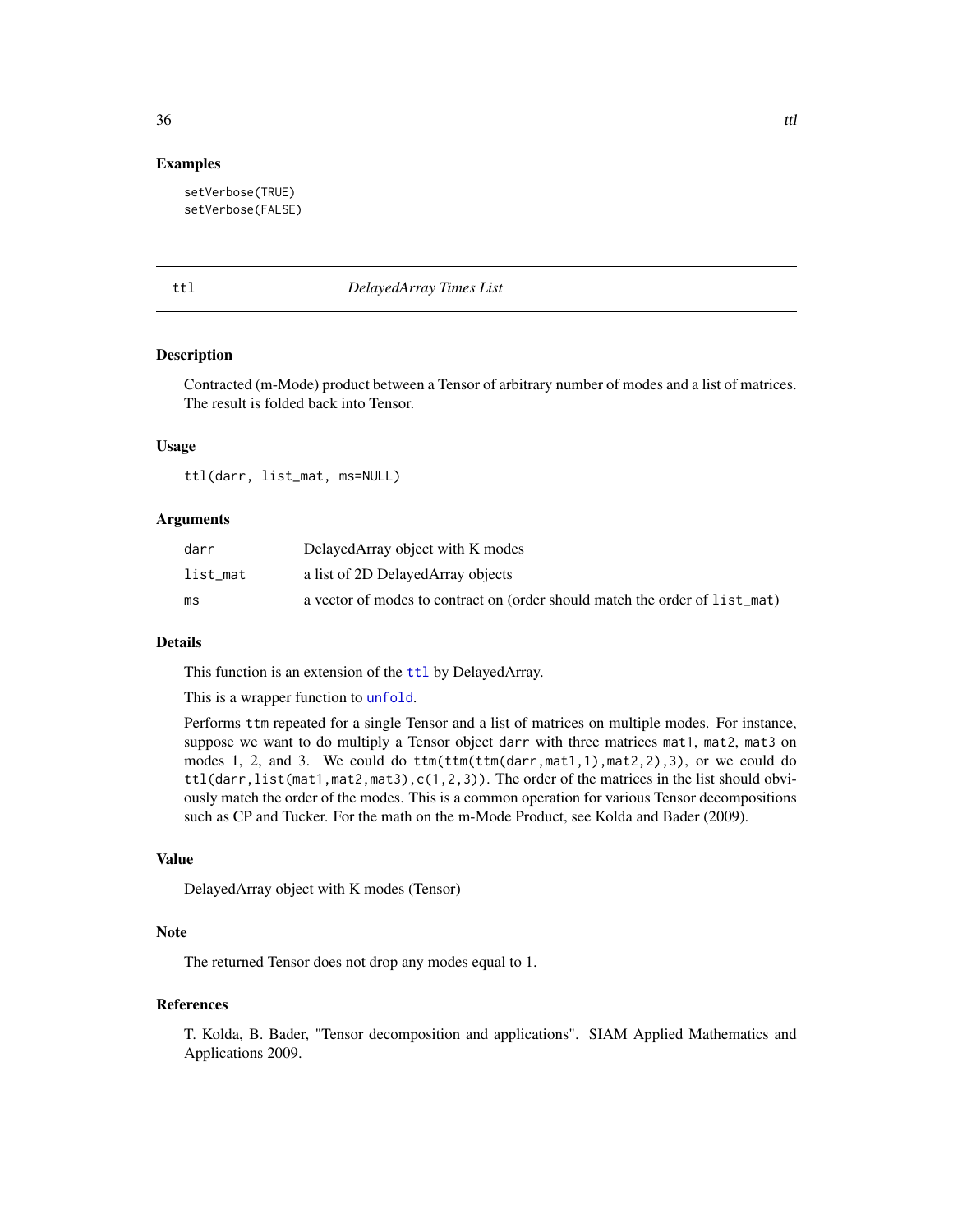## Examples

```
setVerbose(TRUE)
setVerbose(FALSE)
```

---

# ttl — *DelayedArray Times List*

## Description

Contracted (m-Mode) product between a Tensor of arbitrary number of modes and a list of matrices. The result is folded back into Tensor.

## Usage

```
ttl(darr, list_mat, ms=NULL)
```

## Arguments

| | |
|---|---|
| `darr` | DelayedArray object with K modes |
| `list_mat` | a list of 2D DelayedArray objects |
| `ms` | a vector of modes to contract on (order should match the order of `list_mat`) |

## Details

This function is an extension of the `ttl` by DelayedArray.

This is a wrapper function to `unfold`.

Performs `ttm` repeated for a single Tensor and a list of matrices on multiple modes. For instance, suppose we want to do multiply a Tensor object `darr` with three matrices `mat1`, `mat2`, `mat3` on modes 1, 2, and 3. We could do `ttm(ttm(ttm(darr,mat1,1),mat2,2),3)`, or we could do `ttl(darr,list(mat1,mat2,mat3),c(1,2,3))`. The order of the matrices in the list should obviously match the order of the modes. This is a common operation for various Tensor decompositions such as CP and Tucker. For the math on the m-Mode Product, see Kolda and Bader (2009).

## Value

DelayedArray object with K modes (Tensor)

## Note

The returned Tensor does not drop any modes equal to 1.

## References

T. Kolda, B. Bader, "Tensor decomposition and applications". SIAM Applied Mathematics and Applications 2009.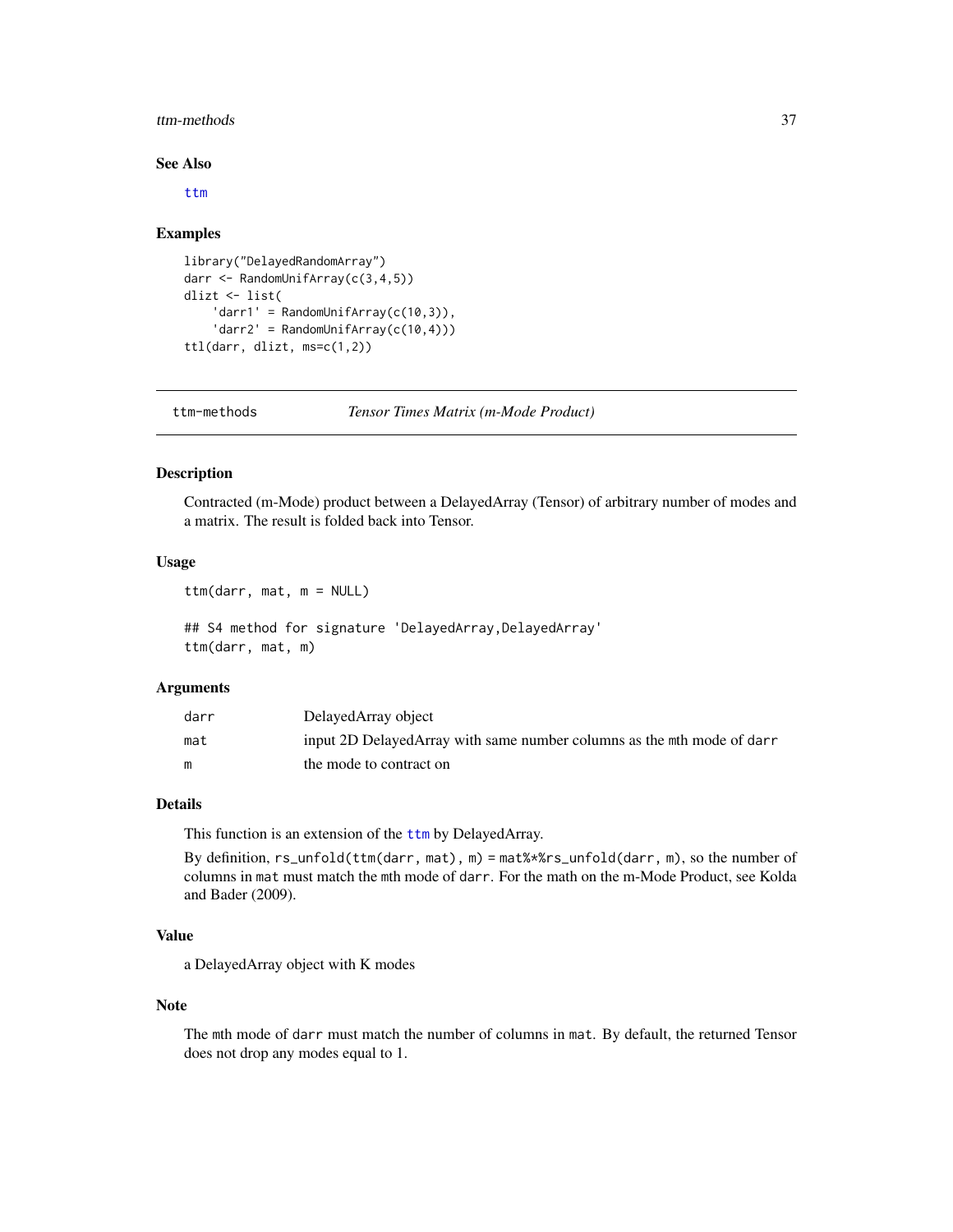### See Also

ttm

### Examples

```
library("DelayedRandomArray")
darr <- RandomUnifArray(c(3,4,5))
dlizt <- list(
    'darr1' = RandomUnifArray(c(10,3)),
    'darr2' = RandomUnifArray(c(10,4)))
ttl(darr, dlizt, ms=c(1,2))
```

---

## ttm-methods — *Tensor Times Matrix (m-Mode Product)*

### Description

Contracted (m-Mode) product between a DelayedArray (Tensor) of arbitrary number of modes and a matrix. The result is folded back into Tensor.

### Usage

```
ttm(darr, mat, m = NULL)

## S4 method for signature 'DelayedArray,DelayedArray'
ttm(darr, mat, m)
```

### Arguments

| | |
|---|---|
| `darr` | DelayedArray object |
| `mat` | input 2D DelayedArray with same number columns as the `m`th mode of `darr` |
| `m` | the mode to contract on |

### Details

This function is an extension of the ttm by DelayedArray.

By definition, `rs_unfold(ttm(darr, mat), m) = mat%*%rs_unfold(darr, m)`, so the number of columns in `mat` must match the `m`th mode of `darr`. For the math on the m-Mode Product, see Kolda and Bader (2009).

### Value

a DelayedArray object with K modes

### Note

The `m`th mode of `darr` must match the number of columns in `mat`. By default, the returned Tensor does not drop any modes equal to 1.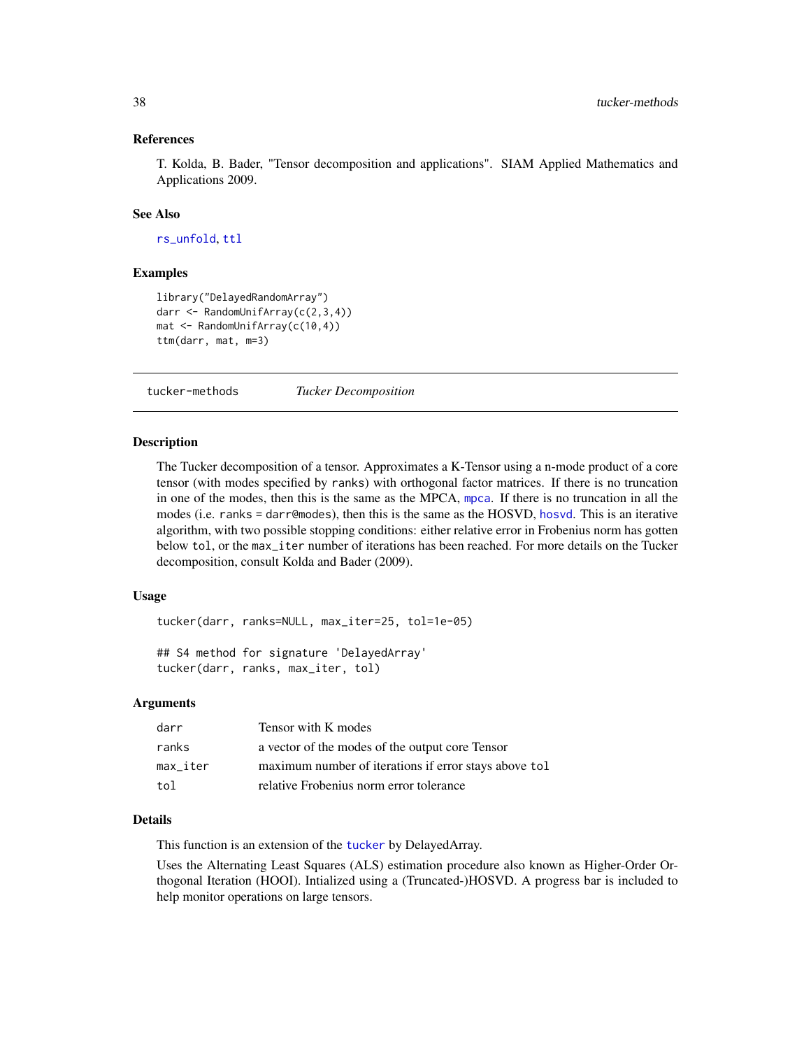### References

T. Kolda, B. Bader, "Tensor decomposition and applications". SIAM Applied Mathematics and Applications 2009.

### See Also

rs_unfold, ttl

### Examples

```
library("DelayedRandomArray")
darr <- RandomUnifArray(c(2,3,4))
mat <- RandomUnifArray(c(10,4))
ttm(darr, mat, m=3)
```

---

## tucker-methods *Tucker Decomposition*

### Description

The Tucker decomposition of a tensor. Approximates a K-Tensor using a n-mode product of a core tensor (with modes specified by `ranks`) with orthogonal factor matrices. If there is no truncation in one of the modes, then this is the same as the MPCA, `mpca`. If there is no truncation in all the modes (i.e. `ranks = darr@modes`), then this is the same as the HOSVD, `hosvd`. This is an iterative algorithm, with two possible stopping conditions: either relative error in Frobenius norm has gotten below `tol`, or the `max_iter` number of iterations has been reached. For more details on the Tucker decomposition, consult Kolda and Bader (2009).

### Usage

```
tucker(darr, ranks=NULL, max_iter=25, tol=1e-05)

## S4 method for signature 'DelayedArray'
tucker(darr, ranks, max_iter, tol)
```

### Arguments

| | |
|---|---|
| darr | Tensor with K modes |
| ranks | a vector of the modes of the output core Tensor |
| max_iter | maximum number of iterations if error stays above `tol` |
| tol | relative Frobenius norm error tolerance |

### Details

This function is an extension of the `tucker` by DelayedArray.

Uses the Alternating Least Squares (ALS) estimation procedure also known as Higher-Order Orthogonal Iteration (HOOI). Intialized using a (Truncated-)HOSVD. A progress bar is included to help monitor operations on large tensors.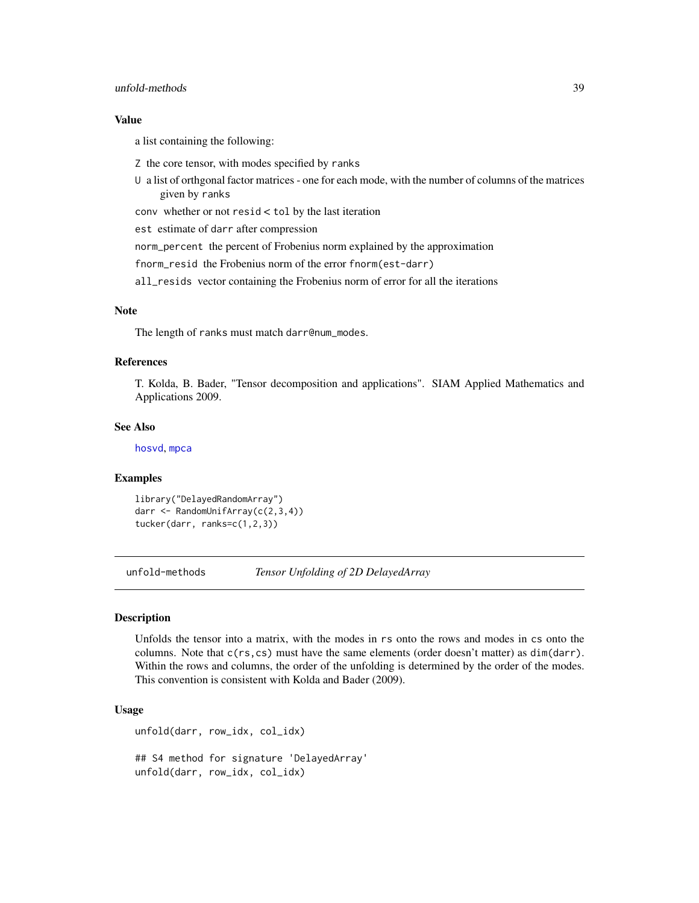### Value

a list containing the following:

- `Z` the core tensor, with modes specified by `ranks`
- `U` a list of orthgonal factor matrices - one for each mode, with the number of columns of the matrices given by `ranks`
- `conv` whether or not `resid` < `tol` by the last iteration
- `est` estimate of `darr` after compression
- `norm_percent` the percent of Frobenius norm explained by the approximation
- `fnorm_resid` the Frobenius norm of the error `fnorm(est-darr)`
- `all_resids` vector containing the Frobenius norm of error for all the iterations

### Note

The length of `ranks` must match `darr@num_modes`.

### References

T. Kolda, B. Bader, "Tensor decomposition and applications". SIAM Applied Mathematics and Applications 2009.

### See Also

hosvd, mpca

### Examples

```
library("DelayedRandomArray")
darr <- RandomUnifArray(c(2,3,4))
tucker(darr, ranks=c(1,2,3))
```

---

## unfold-methods *Tensor Unfolding of 2D DelayedArray*

### Description

Unfolds the tensor into a matrix, with the modes in `rs` onto the rows and modes in `cs` onto the columns. Note that `c(rs,cs)` must have the same elements (order doesn't matter) as `dim(darr)`. Within the rows and columns, the order of the unfolding is determined by the order of the modes. This convention is consistent with Kolda and Bader (2009).

### Usage

```
unfold(darr, row_idx, col_idx)

## S4 method for signature 'DelayedArray'
unfold(darr, row_idx, col_idx)
```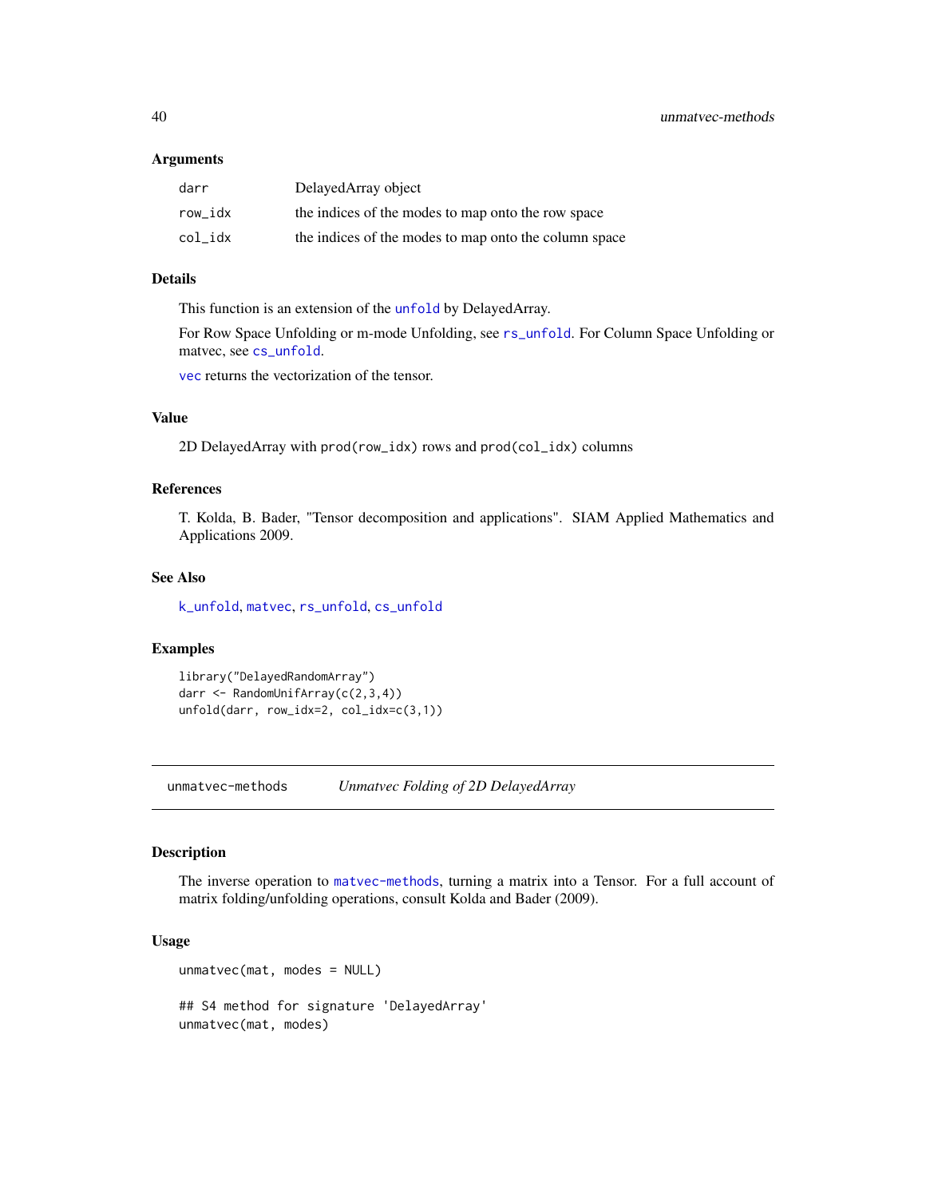### Arguments

| | |
|---|---|
| `darr` | DelayedArray object |
| `row_idx` | the indices of the modes to map onto the row space |
| `col_idx` | the indices of the modes to map onto the column space |

### Details

This function is an extension of the `unfold` by DelayedArray.

For Row Space Unfolding or m-mode Unfolding, see `rs_unfold`. For Column Space Unfolding or matvec, see `cs_unfold`.

`vec` returns the vectorization of the tensor.

### Value

2D DelayedArray with `prod(row_idx)` rows and `prod(col_idx)` columns

### References

T. Kolda, B. Bader, "Tensor decomposition and applications". SIAM Applied Mathematics and Applications 2009.

### See Also

`k_unfold`, `matvec`, `rs_unfold`, `cs_unfold`

### Examples

```
library("DelayedRandomArray")
darr <- RandomUnifArray(c(2,3,4))
unfold(darr, row_idx=2, col_idx=c(3,1))
```

---

## unmatvec-methods *Unmatvec Folding of 2D DelayedArray*

### Description

The inverse operation to `matvec-methods`, turning a matrix into a Tensor. For a full account of matrix folding/unfolding operations, consult Kolda and Bader (2009).

### Usage

```
unmatvec(mat, modes = NULL)

## S4 method for signature 'DelayedArray'
unmatvec(mat, modes)
```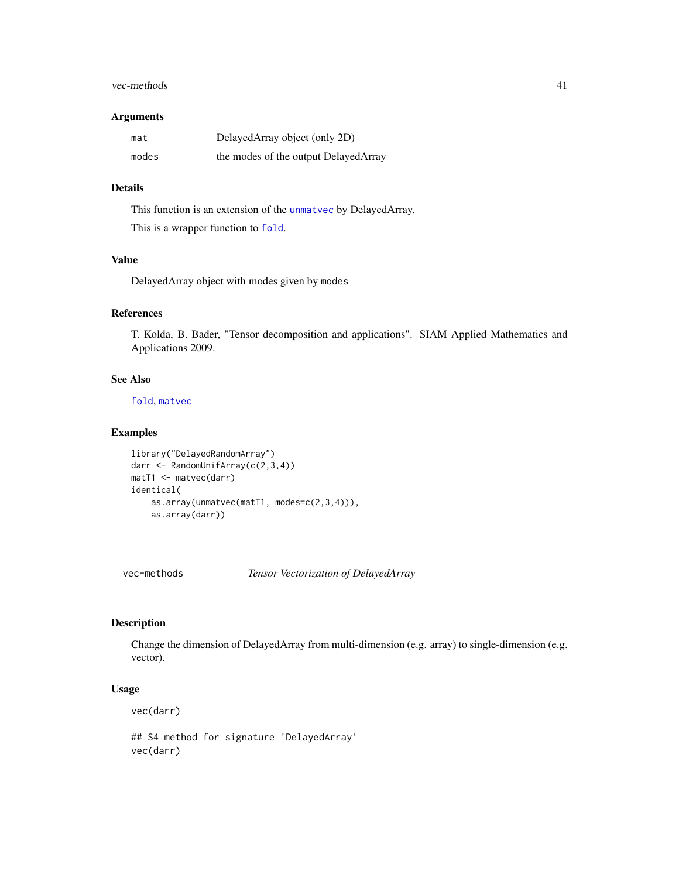### Arguments

| | |
|---|---|
| `mat` | DelayedArray object (only 2D) |
| `modes` | the modes of the output DelayedArray |

### Details

This function is an extension of the `unmatvec` by DelayedArray.

This is a wrapper function to `fold`.

### Value

DelayedArray object with modes given by `modes`

### References

T. Kolda, B. Bader, "Tensor decomposition and applications". SIAM Applied Mathematics and Applications 2009.

### See Also

`fold`, `matvec`

### Examples

```
library("DelayedRandomArray")
darr <- RandomUnifArray(c(2,3,4))
matT1 <- matvec(darr)
identical(
    as.array(unmatvec(matT1, modes=c(2,3,4))),
    as.array(darr))
```

---

## vec-methods *Tensor Vectorization of DelayedArray*

### Description

Change the dimension of DelayedArray from multi-dimension (e.g. array) to single-dimension (e.g. vector).

### Usage

```
vec(darr)

## S4 method for signature 'DelayedArray'
vec(darr)
```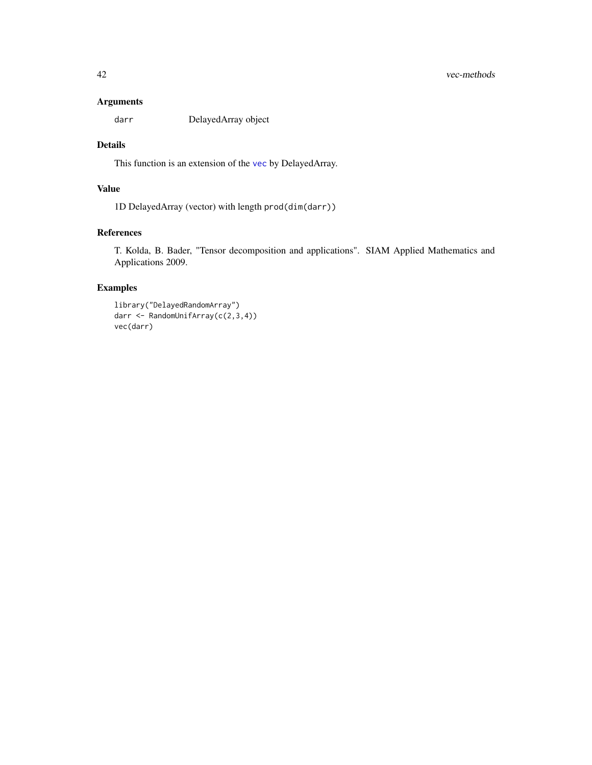## Arguments

darr DelayedArray object

## Details

This function is an extension of the `vec` by DelayedArray.

## Value

1D DelayedArray (vector) with length `prod(dim(darr))`

## References

T. Kolda, B. Bader, "Tensor decomposition and applications". SIAM Applied Mathematics and Applications 2009.

## Examples

```
library("DelayedRandomArray")
darr <- RandomUnifArray(c(2,3,4))
vec(darr)
```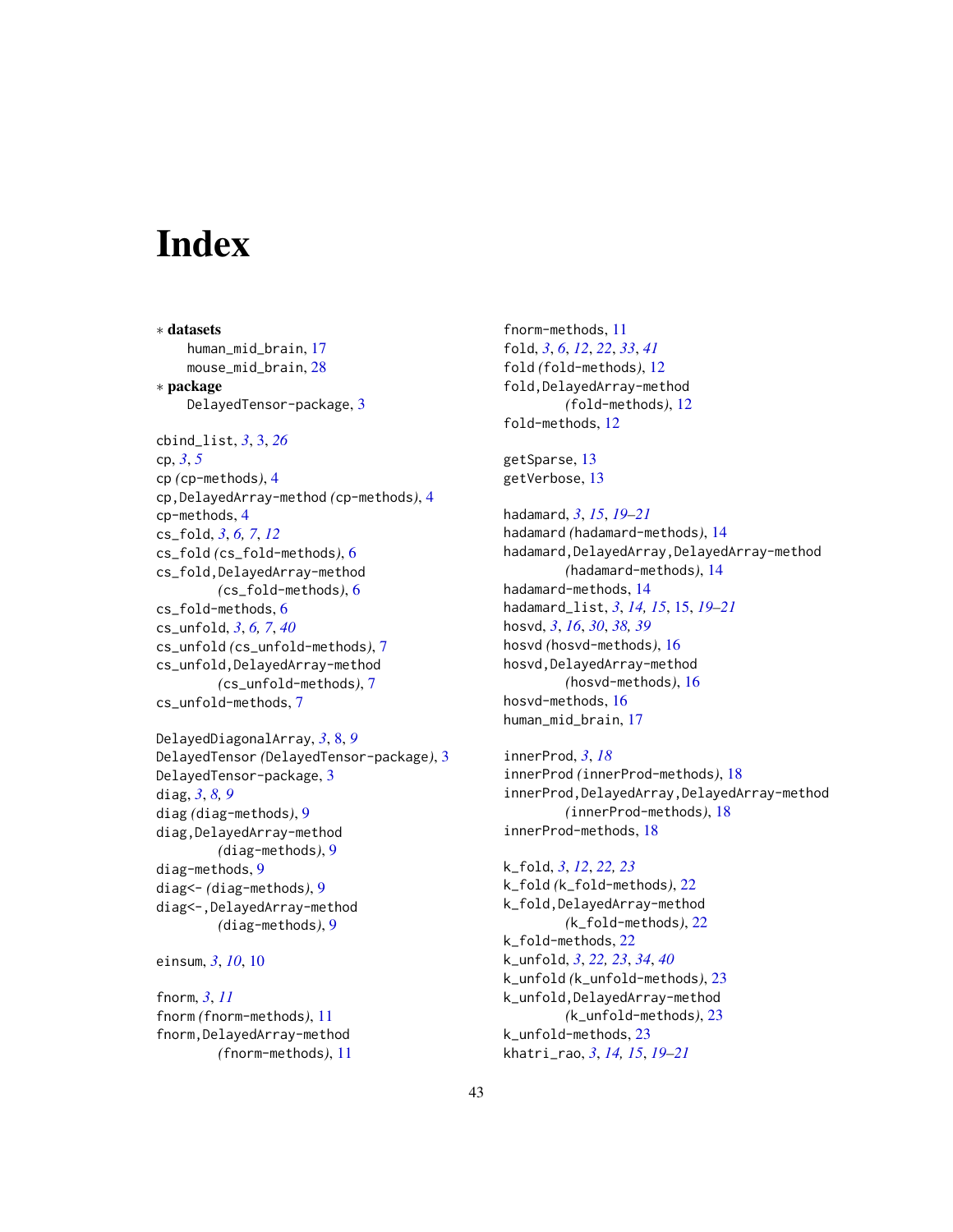# Index

∗ **datasets**
- human_mid_brain, 17
- mouse_mid_brain, 28

∗ **package**
- DelayedTensor-package, 3

cbind_list, *3*, 3, *26*
cp, *3*, *5*
cp *(*cp-methods*)*, 4
cp,DelayedArray-method *(*cp-methods*)*, 4
cp-methods, 4
cs_fold, *3*, *6, 7*, *12*
cs_fold *(*cs_fold-methods*)*, 6
cs_fold,DelayedArray-method
  *(*cs_fold-methods*)*, 6
cs_fold-methods, 6
cs_unfold, *3*, *6, 7*, *40*
cs_unfold *(*cs_unfold-methods*)*, 7
cs_unfold,DelayedArray-method
  *(*cs_unfold-methods*)*, 7
cs_unfold-methods, 7

DelayedDiagonalArray, *3*, 8, *9*
DelayedTensor *(*DelayedTensor-package*)*, 3
DelayedTensor-package, 3
diag, *3*, *8, 9*
diag *(*diag-methods*)*, 9
diag,DelayedArray-method
  *(*diag-methods*)*, 9
diag-methods, 9
diag<- *(*diag-methods*)*, 9
diag<-,DelayedArray-method
  *(*diag-methods*)*, 9

einsum, *3*, *10*, 10

fnorm, *3*, *11*
fnorm *(*fnorm-methods*)*, 11
fnorm,DelayedArray-method
  *(*fnorm-methods*)*, 11
fnorm-methods, 11
fold, *3*, *6*, *12*, *22*, *33*, *41*
fold *(*fold-methods*)*, 12
fold,DelayedArray-method
  *(*fold-methods*)*, 12
fold-methods, 12

getSparse, 13
getVerbose, 13

hadamard, *3*, *15*, *19–21*
hadamard *(*hadamard-methods*)*, 14
hadamard,DelayedArray,DelayedArray-method
  *(*hadamard-methods*)*, 14
hadamard-methods, 14
hadamard_list, *3*, *14, 15*, 15, *19–21*
hosvd, *3*, *16*, *30*, *38, 39*
hosvd *(*hosvd-methods*)*, 16
hosvd,DelayedArray-method
  *(*hosvd-methods*)*, 16
hosvd-methods, 16
human_mid_brain, 17

innerProd, *3*, *18*
innerProd *(*innerProd-methods*)*, 18
innerProd,DelayedArray,DelayedArray-method
  *(*innerProd-methods*)*, 18
innerProd-methods, 18

k_fold, *3*, *12*, *22, 23*
k_fold *(*k_fold-methods*)*, 22
k_fold,DelayedArray-method
  *(*k_fold-methods*)*, 22
k_fold-methods, 22
k_unfold, *3*, *22, 23*, *34*, *40*
k_unfold *(*k_unfold-methods*)*, 23
k_unfold,DelayedArray-method
  *(*k_unfold-methods*)*, 23
k_unfold-methods, 23
khatri_rao, *3*, *14, 15*, *19–21*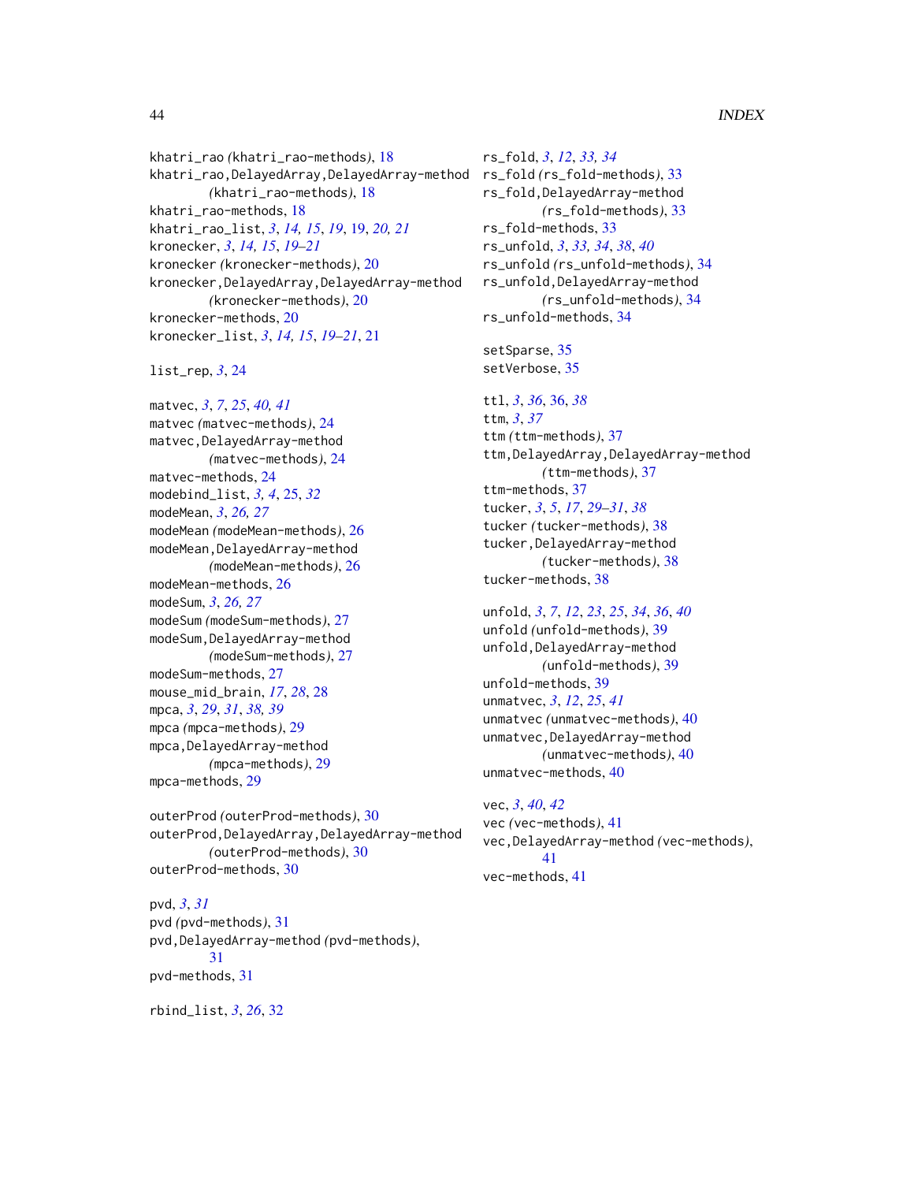khatri_rao *(*khatri_rao-methods*)*, 18
khatri_rao,DelayedArray,DelayedArray-method *(*khatri_rao-methods*)*, 18
khatri_rao-methods, 18
khatri_rao_list, *3*, *14, 15*, *19*, 19, *20, 21*
kronecker, *3*, *14, 15*, *19–21*
kronecker *(*kronecker-methods*)*, 20
kronecker,DelayedArray,DelayedArray-method *(*kronecker-methods*)*, 20
kronecker-methods, 20
kronecker_list, *3*, *14, 15*, *19–21*, 21

list_rep, *3*, 24

matvec, *3*, *7*, *25*, *40, 41*
matvec *(*matvec-methods*)*, 24
matvec,DelayedArray-method *(*matvec-methods*)*, 24
matvec-methods, 24
modebind_list, *3, 4*, 25, *32*
modeMean, *3*, *26, 27*
modeMean *(*modeMean-methods*)*, 26
modeMean,DelayedArray-method *(*modeMean-methods*)*, 26
modeMean-methods, 26
modeSum, *3*, *26, 27*
modeSum *(*modeSum-methods*)*, 27
modeSum,DelayedArray-method *(*modeSum-methods*)*, 27
modeSum-methods, 27
mouse_mid_brain, *17*, *28*, 28
mpca, *3*, *29*, *31*, *38, 39*
mpca *(*mpca-methods*)*, 29
mpca,DelayedArray-method *(*mpca-methods*)*, 29
mpca-methods, 29

outerProd *(*outerProd-methods*)*, 30
outerProd,DelayedArray,DelayedArray-method *(*outerProd-methods*)*, 30
outerProd-methods, 30

pvd, *3*, *31*
pvd *(*pvd-methods*)*, 31
pvd,DelayedArray-method *(*pvd-methods*)*, 31
pvd-methods, 31

rbind_list, *3*, *26*, 32
rs_fold, *3*, *12*, *33, 34*
rs_fold *(*rs_fold-methods*)*, 33
rs_fold,DelayedArray-method *(*rs_fold-methods*)*, 33
rs_fold-methods, 33
rs_unfold, *3*, *33, 34*, *38*, *40*
rs_unfold *(*rs_unfold-methods*)*, 34
rs_unfold,DelayedArray-method *(*rs_unfold-methods*)*, 34
rs_unfold-methods, 34

setSparse, 35
setVerbose, 35

ttl, *3*, *36*, 36, *38*
ttm, *3*, *37*
ttm *(*ttm-methods*)*, 37
ttm,DelayedArray,DelayedArray-method *(*ttm-methods*)*, 37
ttm-methods, 37
tucker, *3*, *5*, *17*, *29–31*, *38*
tucker *(*tucker-methods*)*, 38
tucker,DelayedArray-method *(*tucker-methods*)*, 38
tucker-methods, 38

unfold, *3*, *7*, *12*, *23*, *25*, *34*, *36*, *40*
unfold *(*unfold-methods*)*, 39
unfold,DelayedArray-method *(*unfold-methods*)*, 39
unfold-methods, 39
unmatvec, *3*, *12*, *25*, *41*
unmatvec *(*unmatvec-methods*)*, 40
unmatvec,DelayedArray-method *(*unmatvec-methods*)*, 40
unmatvec-methods, 40

vec, *3*, *40*, *42*
vec *(*vec-methods*)*, 41
vec,DelayedArray-method *(*vec-methods*)*, 41
vec-methods, 41